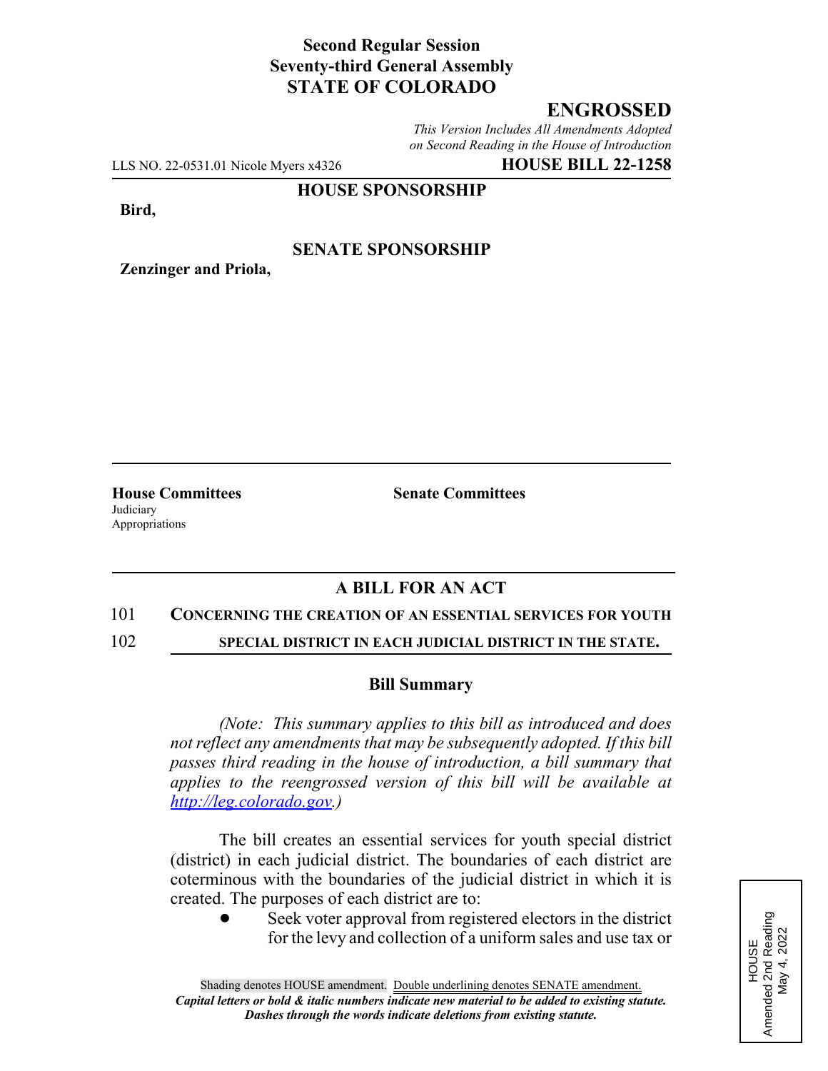**Second Regular Session**
**Seventy-third General Assembly**
**STATE OF COLORADO**

# ENGROSSED

*This Version Includes All Amendments Adopted on Second Reading in the House of Introduction*

LLS NO. 22-0531.01 Nicole Myers x4326 **HOUSE BILL 22-1258**

**HOUSE SPONSORSHIP**

**Bird,**

**SENATE SPONSORSHIP**

**Zenzinger and Priola,**

**House Committees**
Judiciary
Appropriations

**Senate Committees**

## A BILL FOR AN ACT

101 **CONCERNING THE CREATION OF AN ESSENTIAL SERVICES FOR YOUTH**
102 **SPECIAL DISTRICT IN EACH JUDICIAL DISTRICT IN THE STATE.**

### Bill Summary

*(Note: This summary applies to this bill as introduced and does not reflect any amendments that may be subsequently adopted. If this bill passes third reading in the house of introduction, a bill summary that applies to the reengrossed version of this bill will be available at http://leg.colorado.gov.)*

The bill creates an essential services for youth special district (district) in each judicial district. The boundaries of each district are coterminous with the boundaries of the judicial district in which it is created. The purposes of each district are to:

- Seek voter approval from registered electors in the district for the levy and collection of a uniform sales and use tax or

HOUSE
Amended 2nd Reading
May 4, 2022

Shading denotes HOUSE amendment. Double underlining denotes SENATE amendment.
*Capital letters or bold & italic numbers indicate new material to be added to existing statute.*
*Dashes through the words indicate deletions from existing statute.*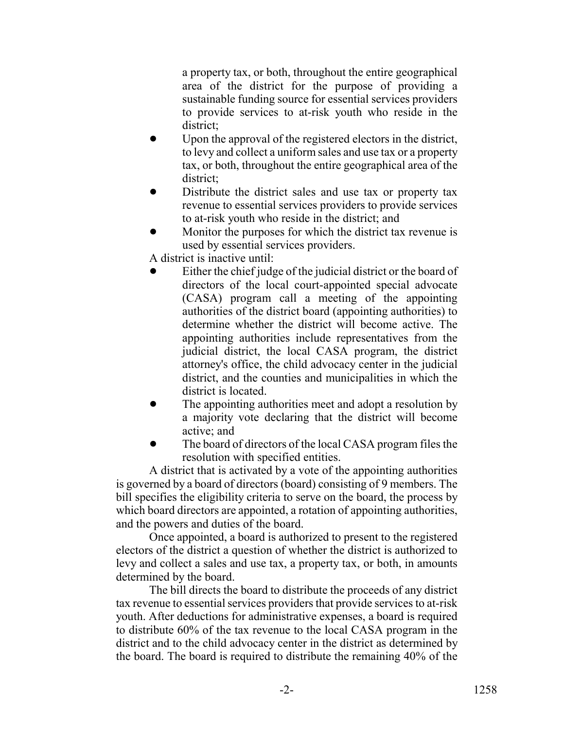a property tax, or both, throughout the entire geographical area of the district for the purpose of providing a sustainable funding source for essential services providers to provide services to at-risk youth who reside in the district;

- Upon the approval of the registered electors in the district, to levy and collect a uniform sales and use tax or a property tax, or both, throughout the entire geographical area of the district;
- Distribute the district sales and use tax or property tax revenue to essential services providers to provide services to at-risk youth who reside in the district; and
- Monitor the purposes for which the district tax revenue is used by essential services providers.

A district is inactive until:

- Either the chief judge of the judicial district or the board of directors of the local court-appointed special advocate (CASA) program call a meeting of the appointing authorities of the district board (appointing authorities) to determine whether the district will become active. The appointing authorities include representatives from the judicial district, the local CASA program, the district attorney's office, the child advocacy center in the judicial district, and the counties and municipalities in which the district is located.
- The appointing authorities meet and adopt a resolution by a majority vote declaring that the district will become active; and
- The board of directors of the local CASA program files the resolution with specified entities.

A district that is activated by a vote of the appointing authorities is governed by a board of directors (board) consisting of 9 members. The bill specifies the eligibility criteria to serve on the board, the process by which board directors are appointed, a rotation of appointing authorities, and the powers and duties of the board.

Once appointed, a board is authorized to present to the registered electors of the district a question of whether the district is authorized to levy and collect a sales and use tax, a property tax, or both, in amounts determined by the board.

The bill directs the board to distribute the proceeds of any district tax revenue to essential services providers that provide services to at-risk youth. After deductions for administrative expenses, a board is required to distribute 60% of the tax revenue to the local CASA program in the district and to the child advocacy center in the district as determined by the board. The board is required to distribute the remaining 40% of the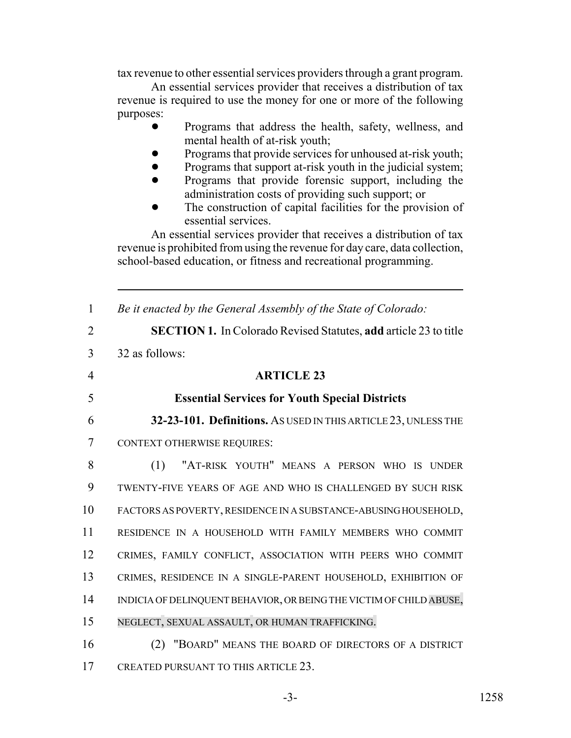tax revenue to other essential services providers through a grant program.

An essential services provider that receives a distribution of tax revenue is required to use the money for one or more of the following purposes:

- Programs that address the health, safety, wellness, and mental health of at-risk youth;
- Programs that provide services for unhoused at-risk youth;
- Programs that support at-risk youth in the judicial system;
- Programs that provide forensic support, including the administration costs of providing such support; or
- The construction of capital facilities for the provision of essential services.

An essential services provider that receives a distribution of tax revenue is prohibited from using the revenue for day care, data collection, school-based education, or fitness and recreational programming.

---

1 *Be it enacted by the General Assembly of the State of Colorado:*

2 **SECTION 1.** In Colorado Revised Statutes, **add** article 23 to title
3 32 as follows:

4 **ARTICLE 23**

5 **Essential Services for Youth Special Districts**

6 **32-23-101. Definitions.** AS USED IN THIS ARTICLE 23, UNLESS THE
7 CONTEXT OTHERWISE REQUIRES:

8 (1) "AT-RISK YOUTH" MEANS A PERSON WHO IS UNDER
9 TWENTY-FIVE YEARS OF AGE AND WHO IS CHALLENGED BY SUCH RISK
10 FACTORS AS POVERTY, RESIDENCE IN A SUBSTANCE-ABUSING HOUSEHOLD,
11 RESIDENCE IN A HOUSEHOLD WITH FAMILY MEMBERS WHO COMMIT
12 CRIMES, FAMILY CONFLICT, ASSOCIATION WITH PEERS WHO COMMIT
13 CRIMES, RESIDENCE IN A SINGLE-PARENT HOUSEHOLD, EXHIBITION OF
14 INDICIA OF DELINQUENT BEHAVIOR, OR BEING THE VICTIM OF CHILD ABUSE,
15 NEGLECT, SEXUAL ASSAULT, OR HUMAN TRAFFICKING.

16 (2) "BOARD" MEANS THE BOARD OF DIRECTORS OF A DISTRICT
17 CREATED PURSUANT TO THIS ARTICLE 23.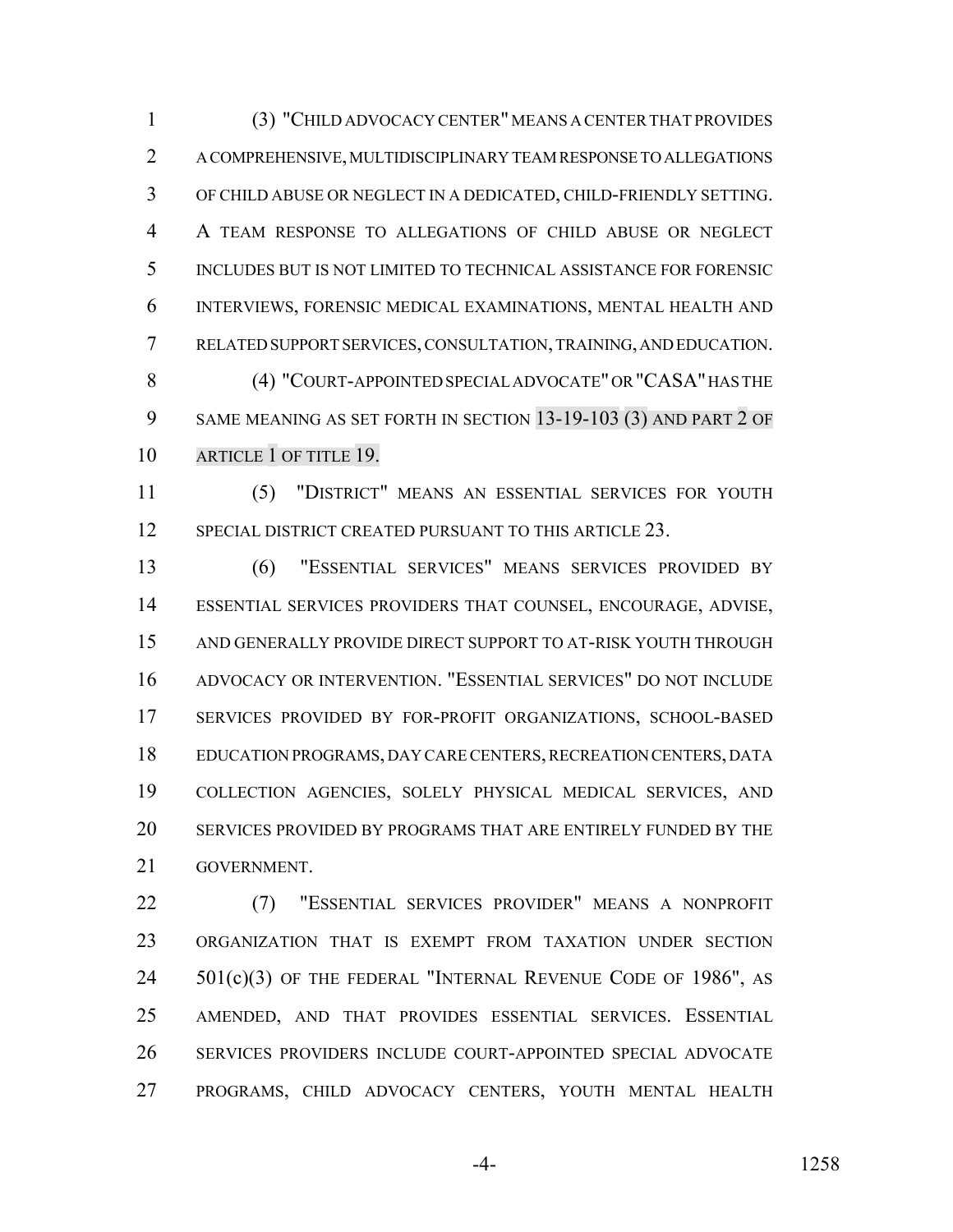(3) "CHILD ADVOCACY CENTER" MEANS A CENTER THAT PROVIDES A COMPREHENSIVE, MULTIDISCIPLINARY TEAM RESPONSE TO ALLEGATIONS OF CHILD ABUSE OR NEGLECT IN A DEDICATED, CHILD-FRIENDLY SETTING. A TEAM RESPONSE TO ALLEGATIONS OF CHILD ABUSE OR NEGLECT INCLUDES BUT IS NOT LIMITED TO TECHNICAL ASSISTANCE FOR FORENSIC INTERVIEWS, FORENSIC MEDICAL EXAMINATIONS, MENTAL HEALTH AND RELATED SUPPORT SERVICES, CONSULTATION, TRAINING, AND EDUCATION.

(4) "COURT-APPOINTED SPECIAL ADVOCATE" OR "CASA" HAS THE SAME MEANING AS SET FORTH IN SECTION 13-19-103 (3) AND PART 2 OF ARTICLE 1 OF TITLE 19.

(5) "DISTRICT" MEANS AN ESSENTIAL SERVICES FOR YOUTH SPECIAL DISTRICT CREATED PURSUANT TO THIS ARTICLE 23.

(6) "ESSENTIAL SERVICES" MEANS SERVICES PROVIDED BY ESSENTIAL SERVICES PROVIDERS THAT COUNSEL, ENCOURAGE, ADVISE, AND GENERALLY PROVIDE DIRECT SUPPORT TO AT-RISK YOUTH THROUGH ADVOCACY OR INTERVENTION. "ESSENTIAL SERVICES" DO NOT INCLUDE SERVICES PROVIDED BY FOR-PROFIT ORGANIZATIONS, SCHOOL-BASED EDUCATION PROGRAMS, DAY CARE CENTERS, RECREATION CENTERS, DATA COLLECTION AGENCIES, SOLELY PHYSICAL MEDICAL SERVICES, AND SERVICES PROVIDED BY PROGRAMS THAT ARE ENTIRELY FUNDED BY THE GOVERNMENT.

(7) "ESSENTIAL SERVICES PROVIDER" MEANS A NONPROFIT ORGANIZATION THAT IS EXEMPT FROM TAXATION UNDER SECTION 501(c)(3) OF THE FEDERAL "INTERNAL REVENUE CODE OF 1986", AS AMENDED, AND THAT PROVIDES ESSENTIAL SERVICES. ESSENTIAL SERVICES PROVIDERS INCLUDE COURT-APPOINTED SPECIAL ADVOCATE PROGRAMS, CHILD ADVOCACY CENTERS, YOUTH MENTAL HEALTH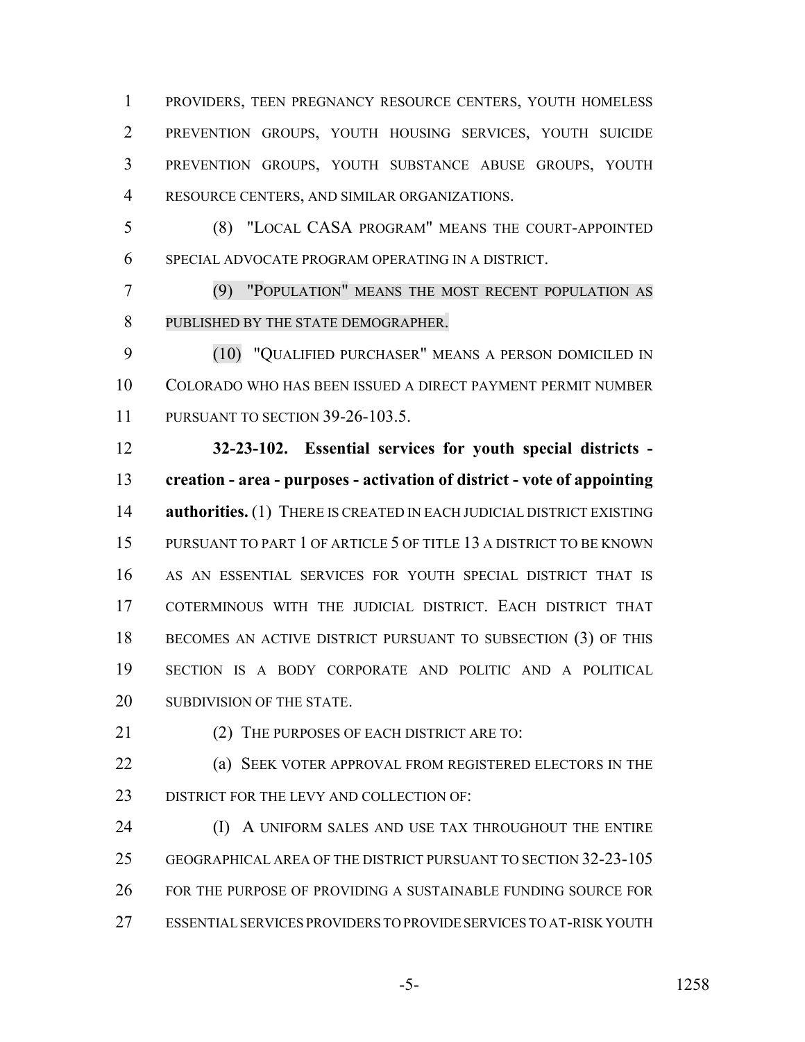PROVIDERS, TEEN PREGNANCY RESOURCE CENTERS, YOUTH HOMELESS PREVENTION GROUPS, YOUTH HOUSING SERVICES, YOUTH SUICIDE PREVENTION GROUPS, YOUTH SUBSTANCE ABUSE GROUPS, YOUTH RESOURCE CENTERS, AND SIMILAR ORGANIZATIONS.

(8) "LOCAL CASA PROGRAM" MEANS THE COURT-APPOINTED SPECIAL ADVOCATE PROGRAM OPERATING IN A DISTRICT.

(9) "POPULATION" MEANS THE MOST RECENT POPULATION AS PUBLISHED BY THE STATE DEMOGRAPHER.

(10) "QUALIFIED PURCHASER" MEANS A PERSON DOMICILED IN COLORADO WHO HAS BEEN ISSUED A DIRECT PAYMENT PERMIT NUMBER PURSUANT TO SECTION 39-26-103.5.

**32-23-102. Essential services for youth special districts - creation - area - purposes - activation of district - vote of appointing authorities.** (1) THERE IS CREATED IN EACH JUDICIAL DISTRICT EXISTING PURSUANT TO PART 1 OF ARTICLE 5 OF TITLE 13 A DISTRICT TO BE KNOWN AS AN ESSENTIAL SERVICES FOR YOUTH SPECIAL DISTRICT THAT IS COTERMINOUS WITH THE JUDICIAL DISTRICT. EACH DISTRICT THAT BECOMES AN ACTIVE DISTRICT PURSUANT TO SUBSECTION (3) OF THIS SECTION IS A BODY CORPORATE AND POLITIC AND A POLITICAL SUBDIVISION OF THE STATE.

(2) THE PURPOSES OF EACH DISTRICT ARE TO:

(a) SEEK VOTER APPROVAL FROM REGISTERED ELECTORS IN THE DISTRICT FOR THE LEVY AND COLLECTION OF:

(I) A UNIFORM SALES AND USE TAX THROUGHOUT THE ENTIRE GEOGRAPHICAL AREA OF THE DISTRICT PURSUANT TO SECTION 32-23-105 FOR THE PURPOSE OF PROVIDING A SUSTAINABLE FUNDING SOURCE FOR ESSENTIAL SERVICES PROVIDERS TO PROVIDE SERVICES TO AT-RISK YOUTH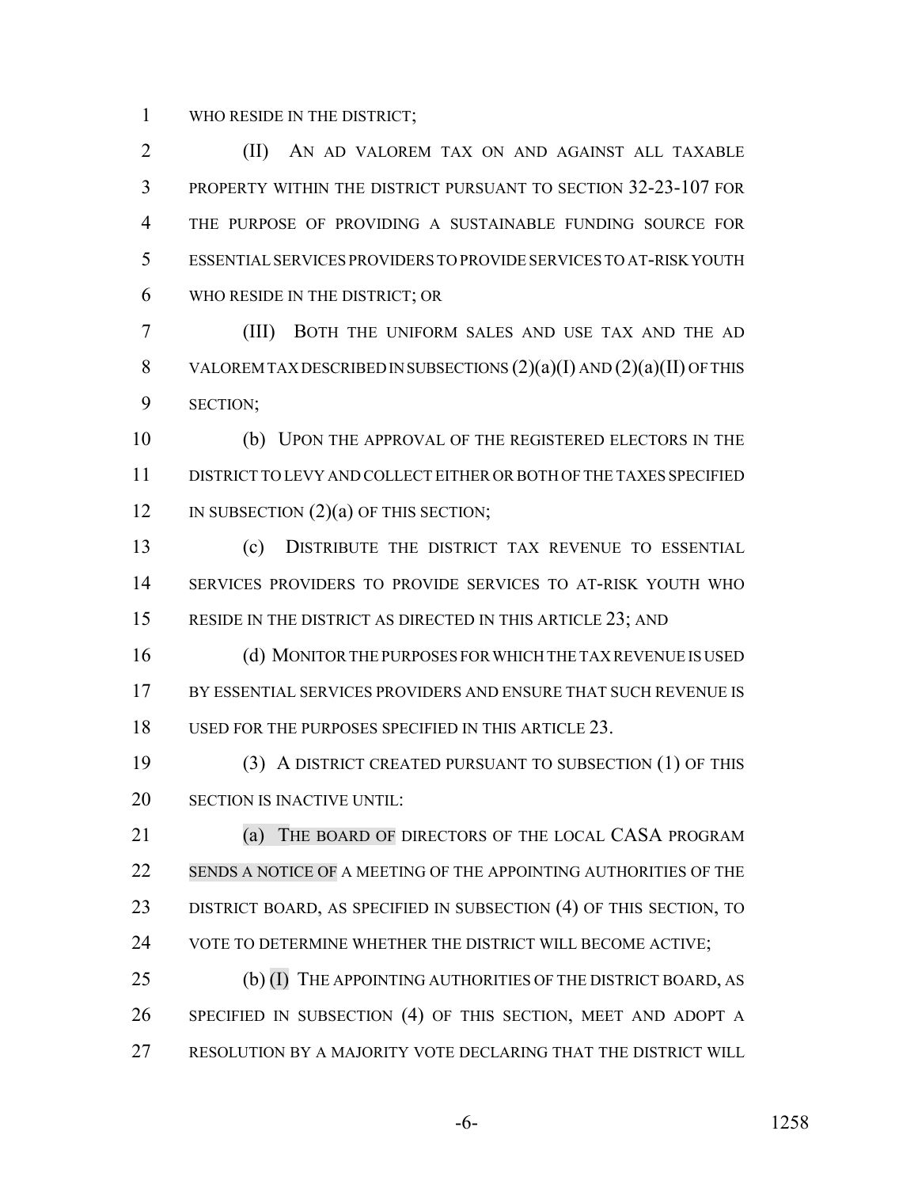WHO RESIDE IN THE DISTRICT;

(II) AN AD VALOREM TAX ON AND AGAINST ALL TAXABLE PROPERTY WITHIN THE DISTRICT PURSUANT TO SECTION 32-23-107 FOR THE PURPOSE OF PROVIDING A SUSTAINABLE FUNDING SOURCE FOR ESSENTIAL SERVICES PROVIDERS TO PROVIDE SERVICES TO AT-RISK YOUTH WHO RESIDE IN THE DISTRICT; OR

(III) BOTH THE UNIFORM SALES AND USE TAX AND THE AD VALOREM TAX DESCRIBED IN SUBSECTIONS (2)(a)(I) AND (2)(a)(II) OF THIS SECTION;

(b) UPON THE APPROVAL OF THE REGISTERED ELECTORS IN THE DISTRICT TO LEVY AND COLLECT EITHER OR BOTH OF THE TAXES SPECIFIED IN SUBSECTION (2)(a) OF THIS SECTION;

(c) DISTRIBUTE THE DISTRICT TAX REVENUE TO ESSENTIAL SERVICES PROVIDERS TO PROVIDE SERVICES TO AT-RISK YOUTH WHO RESIDE IN THE DISTRICT AS DIRECTED IN THIS ARTICLE 23; AND

(d) MONITOR THE PURPOSES FOR WHICH THE TAX REVENUE IS USED BY ESSENTIAL SERVICES PROVIDERS AND ENSURE THAT SUCH REVENUE IS USED FOR THE PURPOSES SPECIFIED IN THIS ARTICLE 23.

(3) A DISTRICT CREATED PURSUANT TO SUBSECTION (1) OF THIS SECTION IS INACTIVE UNTIL:

(a) THE BOARD OF DIRECTORS OF THE LOCAL CASA PROGRAM SENDS A NOTICE OF A MEETING OF THE APPOINTING AUTHORITIES OF THE DISTRICT BOARD, AS SPECIFIED IN SUBSECTION (4) OF THIS SECTION, TO VOTE TO DETERMINE WHETHER THE DISTRICT WILL BECOME ACTIVE;

(b) (I) THE APPOINTING AUTHORITIES OF THE DISTRICT BOARD, AS SPECIFIED IN SUBSECTION (4) OF THIS SECTION, MEET AND ADOPT A RESOLUTION BY A MAJORITY VOTE DECLARING THAT THE DISTRICT WILL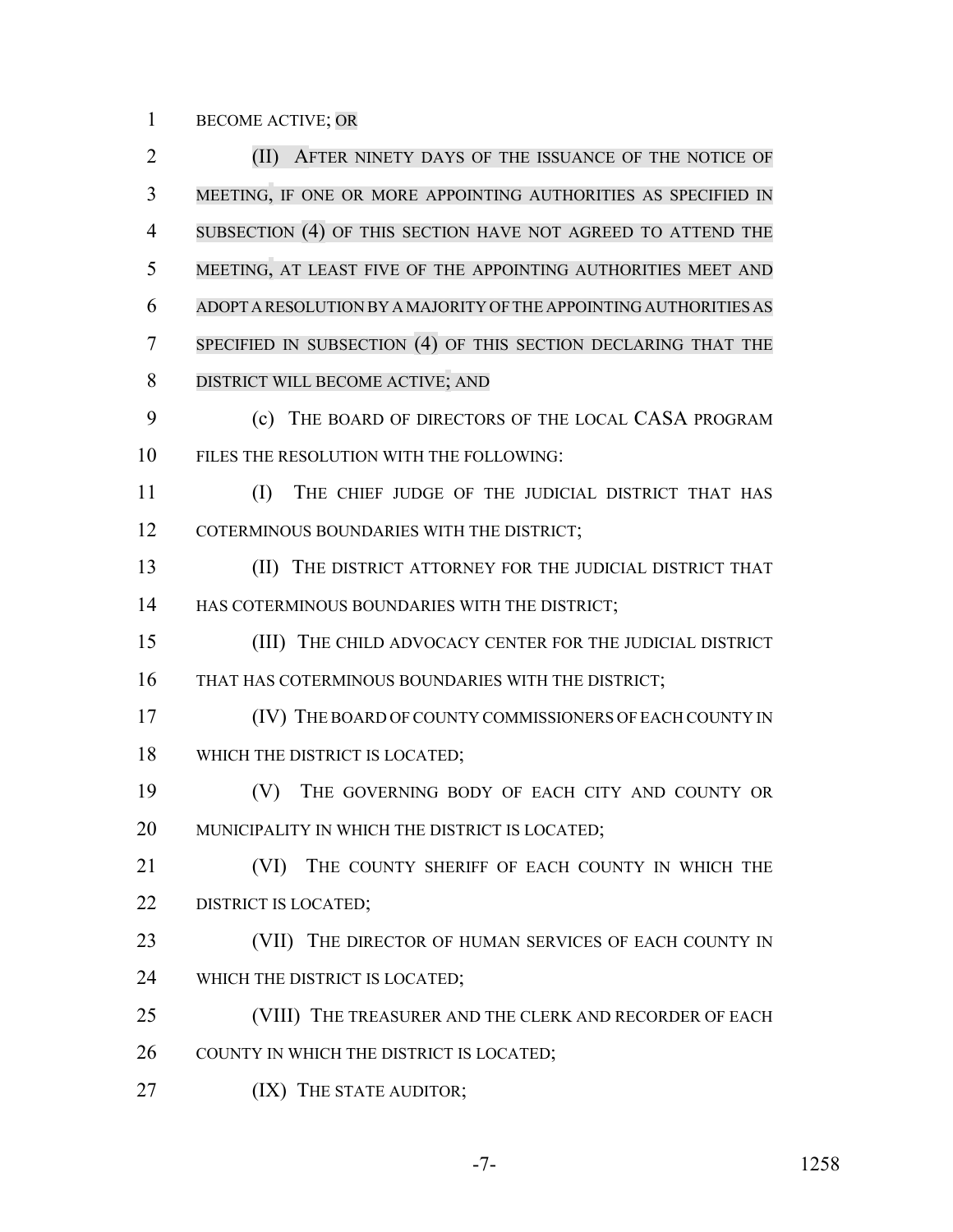BECOME ACTIVE; OR

(II) AFTER NINETY DAYS OF THE ISSUANCE OF THE NOTICE OF MEETING, IF ONE OR MORE APPOINTING AUTHORITIES AS SPECIFIED IN SUBSECTION (4) OF THIS SECTION HAVE NOT AGREED TO ATTEND THE MEETING, AT LEAST FIVE OF THE APPOINTING AUTHORITIES MEET AND ADOPT A RESOLUTION BY A MAJORITY OF THE APPOINTING AUTHORITIES AS SPECIFIED IN SUBSECTION (4) OF THIS SECTION DECLARING THAT THE DISTRICT WILL BECOME ACTIVE; AND

(c) THE BOARD OF DIRECTORS OF THE LOCAL CASA PROGRAM FILES THE RESOLUTION WITH THE FOLLOWING:

(I) THE CHIEF JUDGE OF THE JUDICIAL DISTRICT THAT HAS COTERMINOUS BOUNDARIES WITH THE DISTRICT;

(II) THE DISTRICT ATTORNEY FOR THE JUDICIAL DISTRICT THAT HAS COTERMINOUS BOUNDARIES WITH THE DISTRICT;

(III) THE CHILD ADVOCACY CENTER FOR THE JUDICIAL DISTRICT THAT HAS COTERMINOUS BOUNDARIES WITH THE DISTRICT;

(IV) THE BOARD OF COUNTY COMMISSIONERS OF EACH COUNTY IN WHICH THE DISTRICT IS LOCATED;

(V) THE GOVERNING BODY OF EACH CITY AND COUNTY OR MUNICIPALITY IN WHICH THE DISTRICT IS LOCATED;

(VI) THE COUNTY SHERIFF OF EACH COUNTY IN WHICH THE DISTRICT IS LOCATED;

(VII) THE DIRECTOR OF HUMAN SERVICES OF EACH COUNTY IN WHICH THE DISTRICT IS LOCATED;

(VIII) THE TREASURER AND THE CLERK AND RECORDER OF EACH COUNTY IN WHICH THE DISTRICT IS LOCATED;

(IX) THE STATE AUDITOR;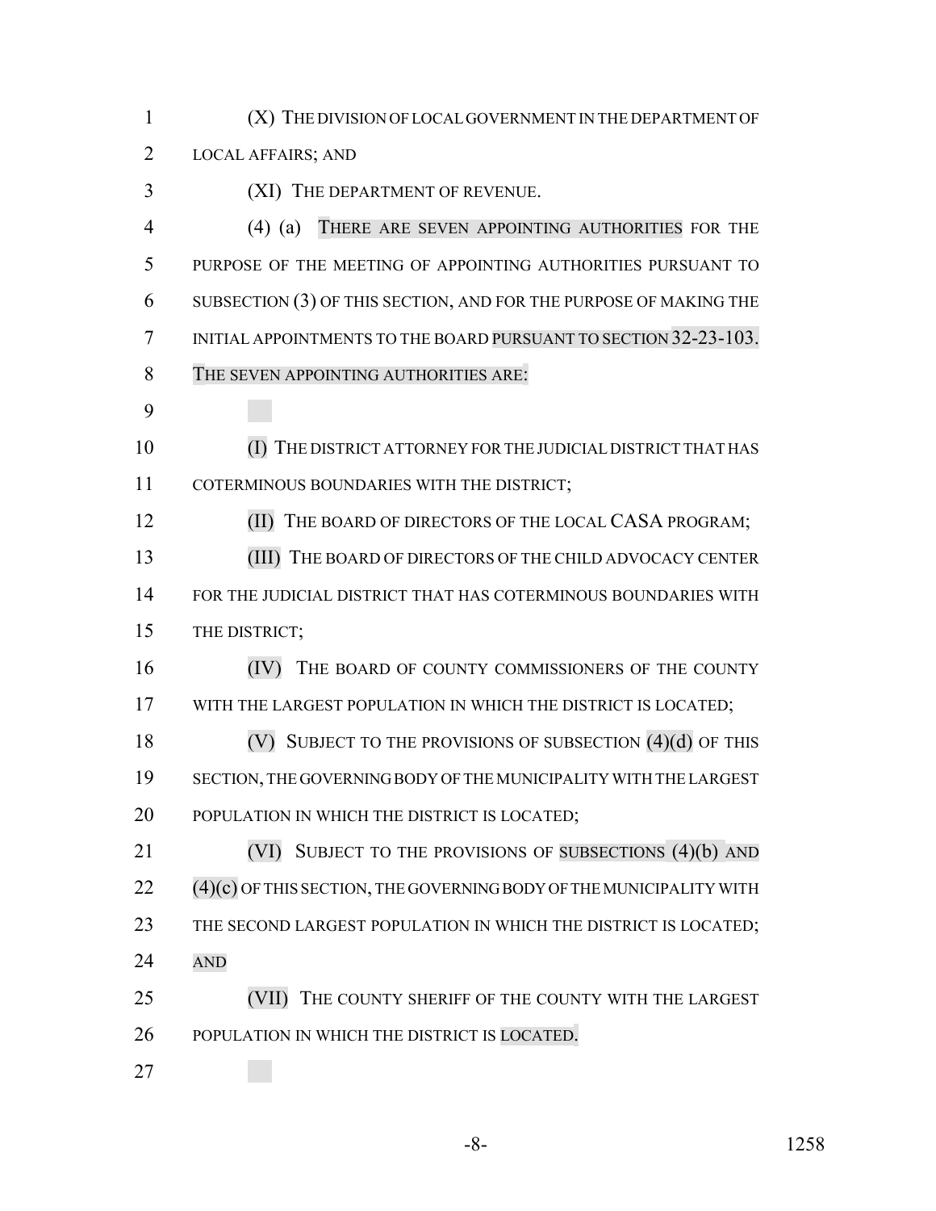(X) THE DIVISION OF LOCAL GOVERNMENT IN THE DEPARTMENT OF LOCAL AFFAIRS; AND

(XI) THE DEPARTMENT OF REVENUE.

(4) (a) THERE ARE SEVEN APPOINTING AUTHORITIES FOR THE PURPOSE OF THE MEETING OF APPOINTING AUTHORITIES PURSUANT TO SUBSECTION (3) OF THIS SECTION, AND FOR THE PURPOSE OF MAKING THE INITIAL APPOINTMENTS TO THE BOARD PURSUANT TO SECTION 32-23-103. THE SEVEN APPOINTING AUTHORITIES ARE:

(I) THE DISTRICT ATTORNEY FOR THE JUDICIAL DISTRICT THAT HAS COTERMINOUS BOUNDARIES WITH THE DISTRICT;

(II) THE BOARD OF DIRECTORS OF THE LOCAL CASA PROGRAM;

(III) THE BOARD OF DIRECTORS OF THE CHILD ADVOCACY CENTER FOR THE JUDICIAL DISTRICT THAT HAS COTERMINOUS BOUNDARIES WITH THE DISTRICT;

(IV) THE BOARD OF COUNTY COMMISSIONERS OF THE COUNTY WITH THE LARGEST POPULATION IN WHICH THE DISTRICT IS LOCATED;

(V) SUBJECT TO THE PROVISIONS OF SUBSECTION (4)(d) OF THIS SECTION, THE GOVERNING BODY OF THE MUNICIPALITY WITH THE LARGEST POPULATION IN WHICH THE DISTRICT IS LOCATED;

(VI) SUBJECT TO THE PROVISIONS OF SUBSECTIONS (4)(b) AND (4)(c) OF THIS SECTION, THE GOVERNING BODY OF THE MUNICIPALITY WITH THE SECOND LARGEST POPULATION IN WHICH THE DISTRICT IS LOCATED; AND

(VII) THE COUNTY SHERIFF OF THE COUNTY WITH THE LARGEST POPULATION IN WHICH THE DISTRICT IS LOCATED.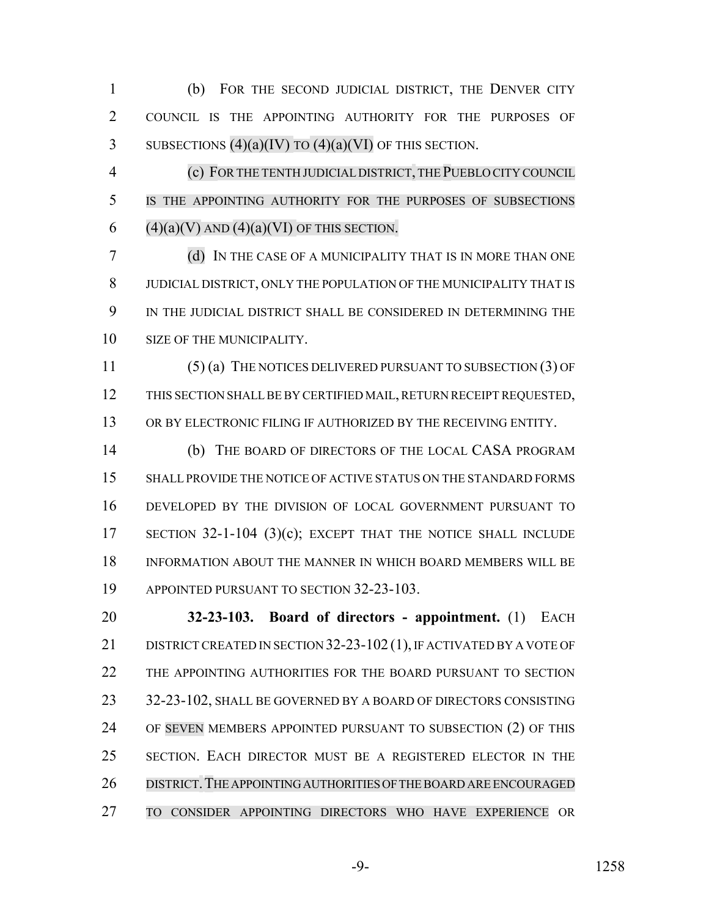(b) FOR THE SECOND JUDICIAL DISTRICT, THE DENVER CITY COUNCIL IS THE APPOINTING AUTHORITY FOR THE PURPOSES OF SUBSECTIONS (4)(a)(IV) TO (4)(a)(VI) OF THIS SECTION.

(c) FOR THE TENTH JUDICIAL DISTRICT, THE PUEBLO CITY COUNCIL IS THE APPOINTING AUTHORITY FOR THE PURPOSES OF SUBSECTIONS (4)(a)(V) AND (4)(a)(VI) OF THIS SECTION.

(d) IN THE CASE OF A MUNICIPALITY THAT IS IN MORE THAN ONE JUDICIAL DISTRICT, ONLY THE POPULATION OF THE MUNICIPALITY THAT IS IN THE JUDICIAL DISTRICT SHALL BE CONSIDERED IN DETERMINING THE SIZE OF THE MUNICIPALITY.

(5) (a) THE NOTICES DELIVERED PURSUANT TO SUBSECTION (3) OF THIS SECTION SHALL BE BY CERTIFIED MAIL, RETURN RECEIPT REQUESTED, OR BY ELECTRONIC FILING IF AUTHORIZED BY THE RECEIVING ENTITY.

(b) THE BOARD OF DIRECTORS OF THE LOCAL CASA PROGRAM SHALL PROVIDE THE NOTICE OF ACTIVE STATUS ON THE STANDARD FORMS DEVELOPED BY THE DIVISION OF LOCAL GOVERNMENT PURSUANT TO SECTION 32-1-104 (3)(c); EXCEPT THAT THE NOTICE SHALL INCLUDE INFORMATION ABOUT THE MANNER IN WHICH BOARD MEMBERS WILL BE APPOINTED PURSUANT TO SECTION 32-23-103.

**32-23-103. Board of directors - appointment.** (1) EACH DISTRICT CREATED IN SECTION 32-23-102 (1), IF ACTIVATED BY A VOTE OF THE APPOINTING AUTHORITIES FOR THE BOARD PURSUANT TO SECTION 32-23-102, SHALL BE GOVERNED BY A BOARD OF DIRECTORS CONSISTING OF SEVEN MEMBERS APPOINTED PURSUANT TO SUBSECTION (2) OF THIS SECTION. EACH DIRECTOR MUST BE A REGISTERED ELECTOR IN THE DISTRICT. THE APPOINTING AUTHORITIES OF THE BOARD ARE ENCOURAGED TO CONSIDER APPOINTING DIRECTORS WHO HAVE EXPERIENCE OR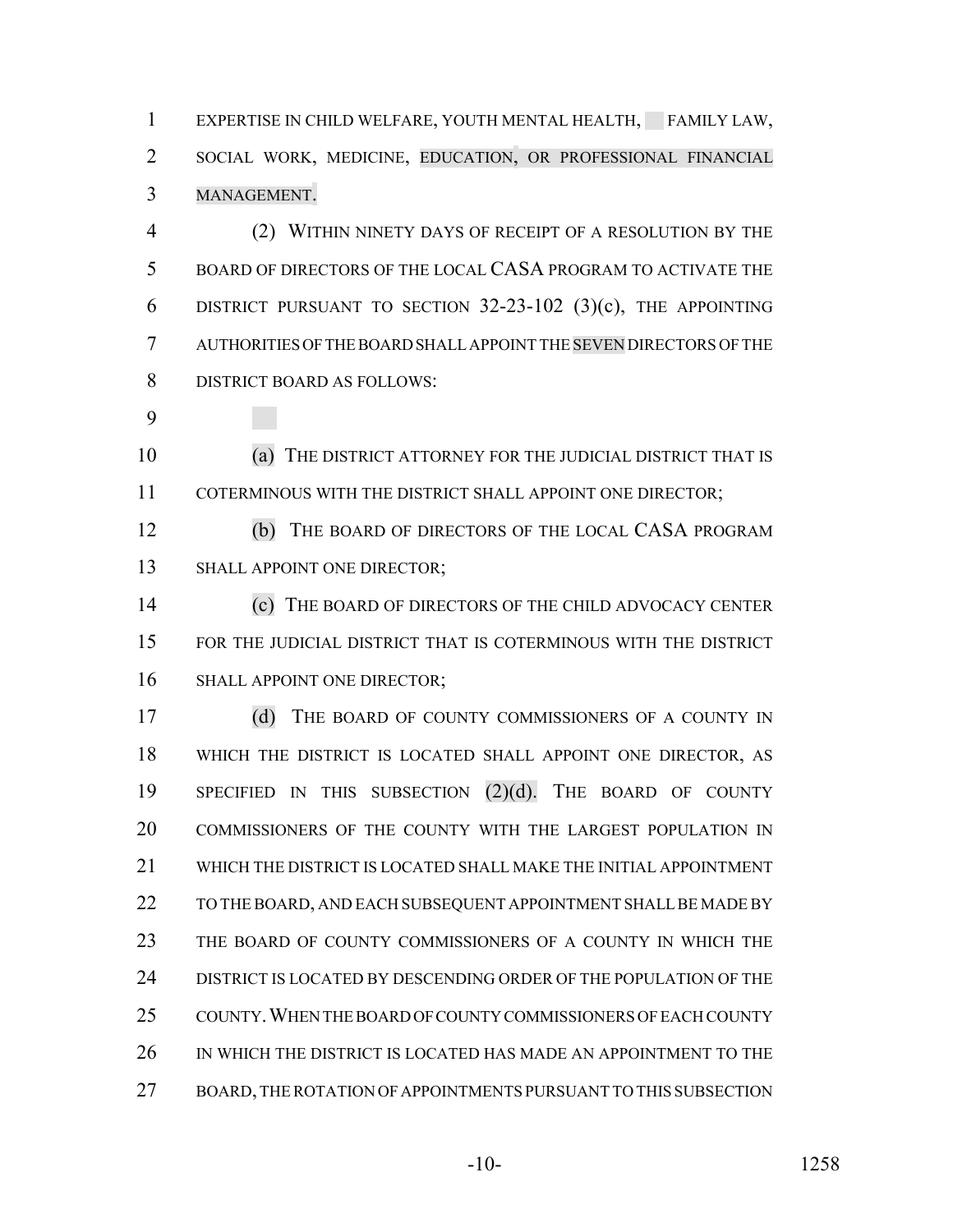EXPERTISE IN CHILD WELFARE, YOUTH MENTAL HEALTH, FAMILY LAW, SOCIAL WORK, MEDICINE, EDUCATION, OR PROFESSIONAL FINANCIAL MANAGEMENT.

(2) WITHIN NINETY DAYS OF RECEIPT OF A RESOLUTION BY THE BOARD OF DIRECTORS OF THE LOCAL CASA PROGRAM TO ACTIVATE THE DISTRICT PURSUANT TO SECTION 32-23-102 (3)(c), THE APPOINTING AUTHORITIES OF THE BOARD SHALL APPOINT THE SEVEN DIRECTORS OF THE DISTRICT BOARD AS FOLLOWS:

(a) THE DISTRICT ATTORNEY FOR THE JUDICIAL DISTRICT THAT IS COTERMINOUS WITH THE DISTRICT SHALL APPOINT ONE DIRECTOR;

(b) THE BOARD OF DIRECTORS OF THE LOCAL CASA PROGRAM SHALL APPOINT ONE DIRECTOR;

(c) THE BOARD OF DIRECTORS OF THE CHILD ADVOCACY CENTER FOR THE JUDICIAL DISTRICT THAT IS COTERMINOUS WITH THE DISTRICT SHALL APPOINT ONE DIRECTOR;

(d) THE BOARD OF COUNTY COMMISSIONERS OF A COUNTY IN WHICH THE DISTRICT IS LOCATED SHALL APPOINT ONE DIRECTOR, AS SPECIFIED IN THIS SUBSECTION (2)(d). THE BOARD OF COUNTY COMMISSIONERS OF THE COUNTY WITH THE LARGEST POPULATION IN WHICH THE DISTRICT IS LOCATED SHALL MAKE THE INITIAL APPOINTMENT TO THE BOARD, AND EACH SUBSEQUENT APPOINTMENT SHALL BE MADE BY THE BOARD OF COUNTY COMMISSIONERS OF A COUNTY IN WHICH THE DISTRICT IS LOCATED BY DESCENDING ORDER OF THE POPULATION OF THE COUNTY. WHEN THE BOARD OF COUNTY COMMISSIONERS OF EACH COUNTY IN WHICH THE DISTRICT IS LOCATED HAS MADE AN APPOINTMENT TO THE BOARD, THE ROTATION OF APPOINTMENTS PURSUANT TO THIS SUBSECTION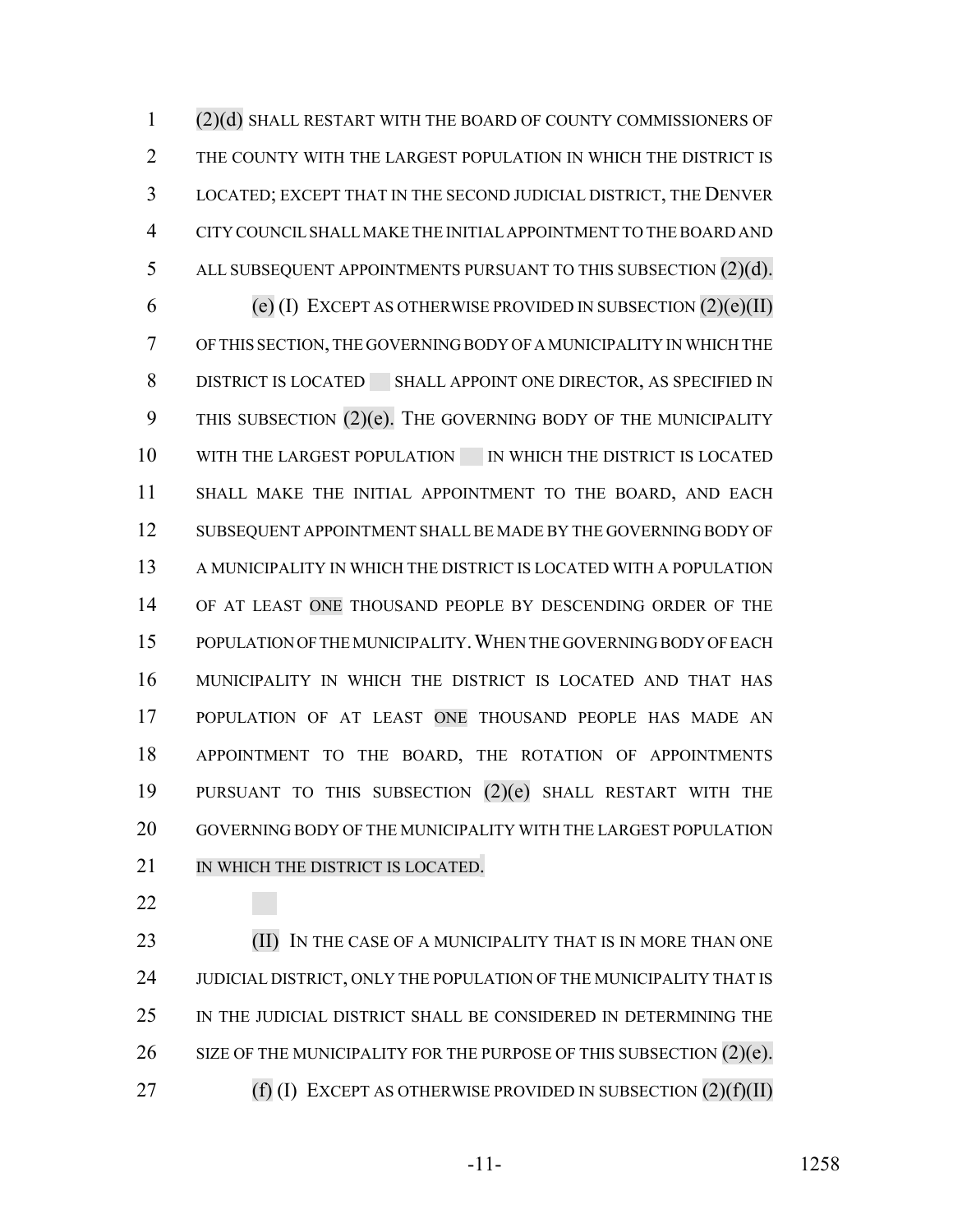(2)(d) SHALL RESTART WITH THE BOARD OF COUNTY COMMISSIONERS OF THE COUNTY WITH THE LARGEST POPULATION IN WHICH THE DISTRICT IS LOCATED; EXCEPT THAT IN THE SECOND JUDICIAL DISTRICT, THE DENVER CITY COUNCIL SHALL MAKE THE INITIAL APPOINTMENT TO THE BOARD AND ALL SUBSEQUENT APPOINTMENTS PURSUANT TO THIS SUBSECTION (2)(d).

(e) (I) EXCEPT AS OTHERWISE PROVIDED IN SUBSECTION (2)(e)(II) OF THIS SECTION, THE GOVERNING BODY OF A MUNICIPALITY IN WHICH THE DISTRICT IS LOCATED SHALL APPOINT ONE DIRECTOR, AS SPECIFIED IN THIS SUBSECTION (2)(e). THE GOVERNING BODY OF THE MUNICIPALITY WITH THE LARGEST POPULATION IN WHICH THE DISTRICT IS LOCATED SHALL MAKE THE INITIAL APPOINTMENT TO THE BOARD, AND EACH SUBSEQUENT APPOINTMENT SHALL BE MADE BY THE GOVERNING BODY OF A MUNICIPALITY IN WHICH THE DISTRICT IS LOCATED WITH A POPULATION OF AT LEAST ONE THOUSAND PEOPLE BY DESCENDING ORDER OF THE POPULATION OF THE MUNICIPALITY. WHEN THE GOVERNING BODY OF EACH MUNICIPALITY IN WHICH THE DISTRICT IS LOCATED AND THAT HAS POPULATION OF AT LEAST ONE THOUSAND PEOPLE HAS MADE AN APPOINTMENT TO THE BOARD, THE ROTATION OF APPOINTMENTS PURSUANT TO THIS SUBSECTION (2)(e) SHALL RESTART WITH THE GOVERNING BODY OF THE MUNICIPALITY WITH THE LARGEST POPULATION IN WHICH THE DISTRICT IS LOCATED.

(II) IN THE CASE OF A MUNICIPALITY THAT IS IN MORE THAN ONE JUDICIAL DISTRICT, ONLY THE POPULATION OF THE MUNICIPALITY THAT IS IN THE JUDICIAL DISTRICT SHALL BE CONSIDERED IN DETERMINING THE SIZE OF THE MUNICIPALITY FOR THE PURPOSE OF THIS SUBSECTION (2)(e).

(f) (I) EXCEPT AS OTHERWISE PROVIDED IN SUBSECTION (2)(f)(II)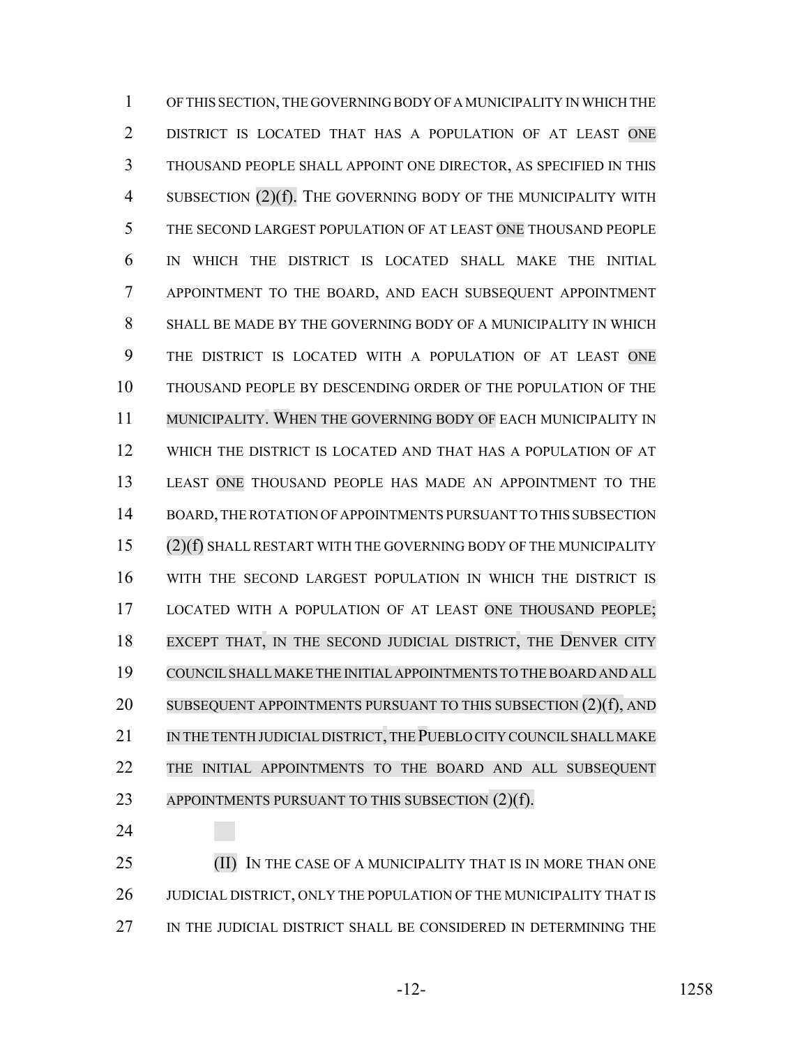OF THIS SECTION, THE GOVERNING BODY OF A MUNICIPALITY IN WHICH THE DISTRICT IS LOCATED THAT HAS A POPULATION OF AT LEAST ONE THOUSAND PEOPLE SHALL APPOINT ONE DIRECTOR, AS SPECIFIED IN THIS SUBSECTION (2)(f). THE GOVERNING BODY OF THE MUNICIPALITY WITH THE SECOND LARGEST POPULATION OF AT LEAST ONE THOUSAND PEOPLE IN WHICH THE DISTRICT IS LOCATED SHALL MAKE THE INITIAL APPOINTMENT TO THE BOARD, AND EACH SUBSEQUENT APPOINTMENT SHALL BE MADE BY THE GOVERNING BODY OF A MUNICIPALITY IN WHICH THE DISTRICT IS LOCATED WITH A POPULATION OF AT LEAST ONE THOUSAND PEOPLE BY DESCENDING ORDER OF THE POPULATION OF THE MUNICIPALITY. WHEN THE GOVERNING BODY OF EACH MUNICIPALITY IN WHICH THE DISTRICT IS LOCATED AND THAT HAS A POPULATION OF AT LEAST ONE THOUSAND PEOPLE HAS MADE AN APPOINTMENT TO THE BOARD, THE ROTATION OF APPOINTMENTS PURSUANT TO THIS SUBSECTION (2)(f) SHALL RESTART WITH THE GOVERNING BODY OF THE MUNICIPALITY WITH THE SECOND LARGEST POPULATION IN WHICH THE DISTRICT IS LOCATED WITH A POPULATION OF AT LEAST ONE THOUSAND PEOPLE; EXCEPT THAT, IN THE SECOND JUDICIAL DISTRICT, THE DENVER CITY COUNCIL SHALL MAKE THE INITIAL APPOINTMENTS TO THE BOARD AND ALL SUBSEQUENT APPOINTMENTS PURSUANT TO THIS SUBSECTION (2)(f), AND IN THE TENTH JUDICIAL DISTRICT, THE PUEBLO CITY COUNCIL SHALL MAKE THE INITIAL APPOINTMENTS TO THE BOARD AND ALL SUBSEQUENT APPOINTMENTS PURSUANT TO THIS SUBSECTION (2)(f).

(II) IN THE CASE OF A MUNICIPALITY THAT IS IN MORE THAN ONE JUDICIAL DISTRICT, ONLY THE POPULATION OF THE MUNICIPALITY THAT IS IN THE JUDICIAL DISTRICT SHALL BE CONSIDERED IN DETERMINING THE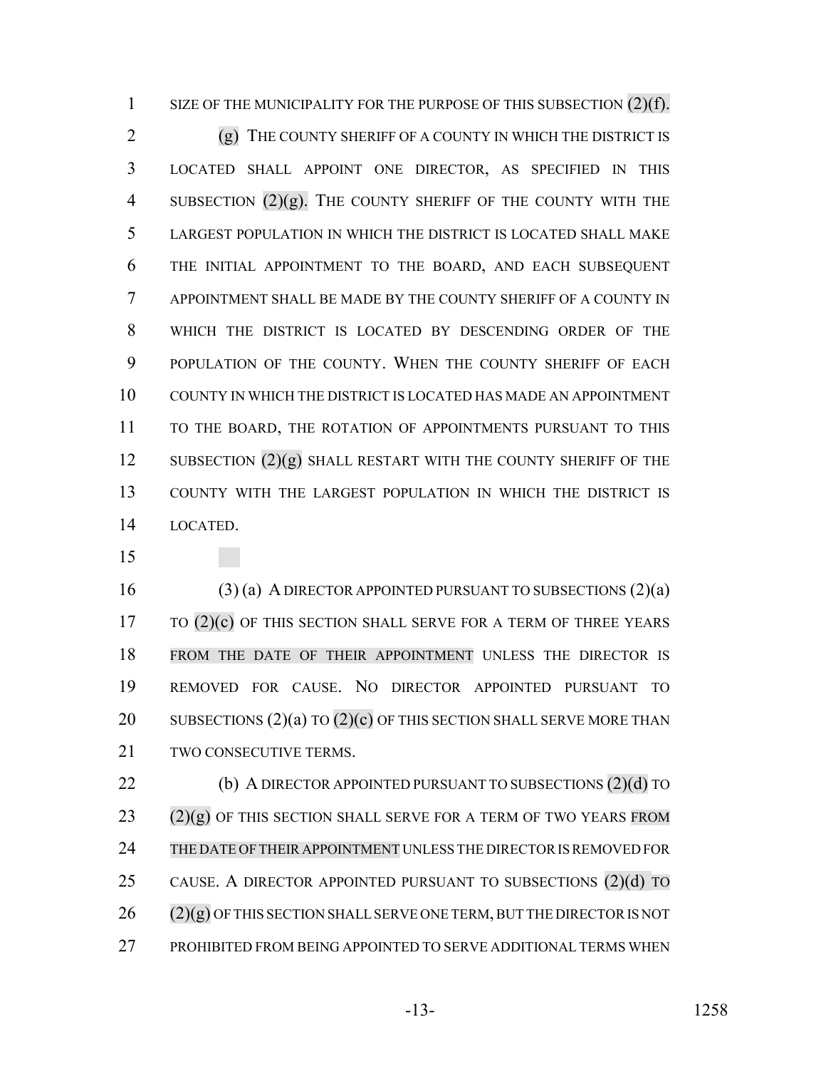SIZE OF THE MUNICIPALITY FOR THE PURPOSE OF THIS SUBSECTION (2)(f).

(g) THE COUNTY SHERIFF OF A COUNTY IN WHICH THE DISTRICT IS LOCATED SHALL APPOINT ONE DIRECTOR, AS SPECIFIED IN THIS SUBSECTION (2)(g). THE COUNTY SHERIFF OF THE COUNTY WITH THE LARGEST POPULATION IN WHICH THE DISTRICT IS LOCATED SHALL MAKE THE INITIAL APPOINTMENT TO THE BOARD, AND EACH SUBSEQUENT APPOINTMENT SHALL BE MADE BY THE COUNTY SHERIFF OF A COUNTY IN WHICH THE DISTRICT IS LOCATED BY DESCENDING ORDER OF THE POPULATION OF THE COUNTY. WHEN THE COUNTY SHERIFF OF EACH COUNTY IN WHICH THE DISTRICT IS LOCATED HAS MADE AN APPOINTMENT TO THE BOARD, THE ROTATION OF APPOINTMENTS PURSUANT TO THIS SUBSECTION (2)(g) SHALL RESTART WITH THE COUNTY SHERIFF OF THE COUNTY WITH THE LARGEST POPULATION IN WHICH THE DISTRICT IS LOCATED.

(3) (a) A DIRECTOR APPOINTED PURSUANT TO SUBSECTIONS (2)(a) TO (2)(c) OF THIS SECTION SHALL SERVE FOR A TERM OF THREE YEARS FROM THE DATE OF THEIR APPOINTMENT UNLESS THE DIRECTOR IS REMOVED FOR CAUSE. NO DIRECTOR APPOINTED PURSUANT TO SUBSECTIONS (2)(a) TO (2)(c) OF THIS SECTION SHALL SERVE MORE THAN TWO CONSECUTIVE TERMS.

(b) A DIRECTOR APPOINTED PURSUANT TO SUBSECTIONS (2)(d) TO (2)(g) OF THIS SECTION SHALL SERVE FOR A TERM OF TWO YEARS FROM THE DATE OF THEIR APPOINTMENT UNLESS THE DIRECTOR IS REMOVED FOR CAUSE. A DIRECTOR APPOINTED PURSUANT TO SUBSECTIONS (2)(d) TO (2)(g) OF THIS SECTION SHALL SERVE ONE TERM, BUT THE DIRECTOR IS NOT PROHIBITED FROM BEING APPOINTED TO SERVE ADDITIONAL TERMS WHEN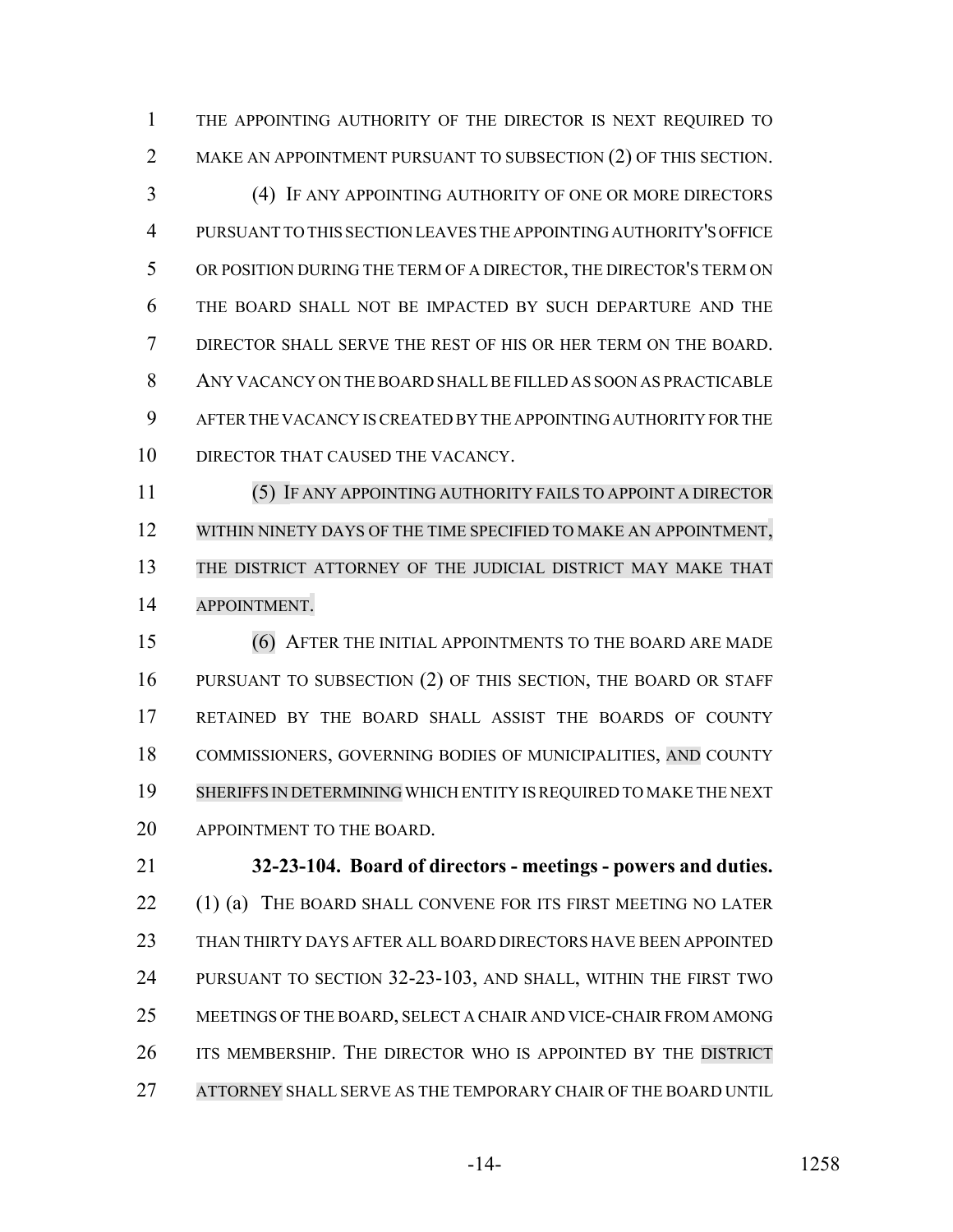THE APPOINTING AUTHORITY OF THE DIRECTOR IS NEXT REQUIRED TO MAKE AN APPOINTMENT PURSUANT TO SUBSECTION (2) OF THIS SECTION.

(4) IF ANY APPOINTING AUTHORITY OF ONE OR MORE DIRECTORS PURSUANT TO THIS SECTION LEAVES THE APPOINTING AUTHORITY'S OFFICE OR POSITION DURING THE TERM OF A DIRECTOR, THE DIRECTOR'S TERM ON THE BOARD SHALL NOT BE IMPACTED BY SUCH DEPARTURE AND THE DIRECTOR SHALL SERVE THE REST OF HIS OR HER TERM ON THE BOARD. ANY VACANCY ON THE BOARD SHALL BE FILLED AS SOON AS PRACTICABLE AFTER THE VACANCY IS CREATED BY THE APPOINTING AUTHORITY FOR THE DIRECTOR THAT CAUSED THE VACANCY.

(5) IF ANY APPOINTING AUTHORITY FAILS TO APPOINT A DIRECTOR WITHIN NINETY DAYS OF THE TIME SPECIFIED TO MAKE AN APPOINTMENT, THE DISTRICT ATTORNEY OF THE JUDICIAL DISTRICT MAY MAKE THAT APPOINTMENT.

(6) AFTER THE INITIAL APPOINTMENTS TO THE BOARD ARE MADE PURSUANT TO SUBSECTION (2) OF THIS SECTION, THE BOARD OR STAFF RETAINED BY THE BOARD SHALL ASSIST THE BOARDS OF COUNTY COMMISSIONERS, GOVERNING BODIES OF MUNICIPALITIES, AND COUNTY SHERIFFS IN DETERMINING WHICH ENTITY IS REQUIRED TO MAKE THE NEXT APPOINTMENT TO THE BOARD.

**32-23-104. Board of directors - meetings - powers and duties.** (1) (a) THE BOARD SHALL CONVENE FOR ITS FIRST MEETING NO LATER THAN THIRTY DAYS AFTER ALL BOARD DIRECTORS HAVE BEEN APPOINTED PURSUANT TO SECTION 32-23-103, AND SHALL, WITHIN THE FIRST TWO MEETINGS OF THE BOARD, SELECT A CHAIR AND VICE-CHAIR FROM AMONG ITS MEMBERSHIP. THE DIRECTOR WHO IS APPOINTED BY THE DISTRICT ATTORNEY SHALL SERVE AS THE TEMPORARY CHAIR OF THE BOARD UNTIL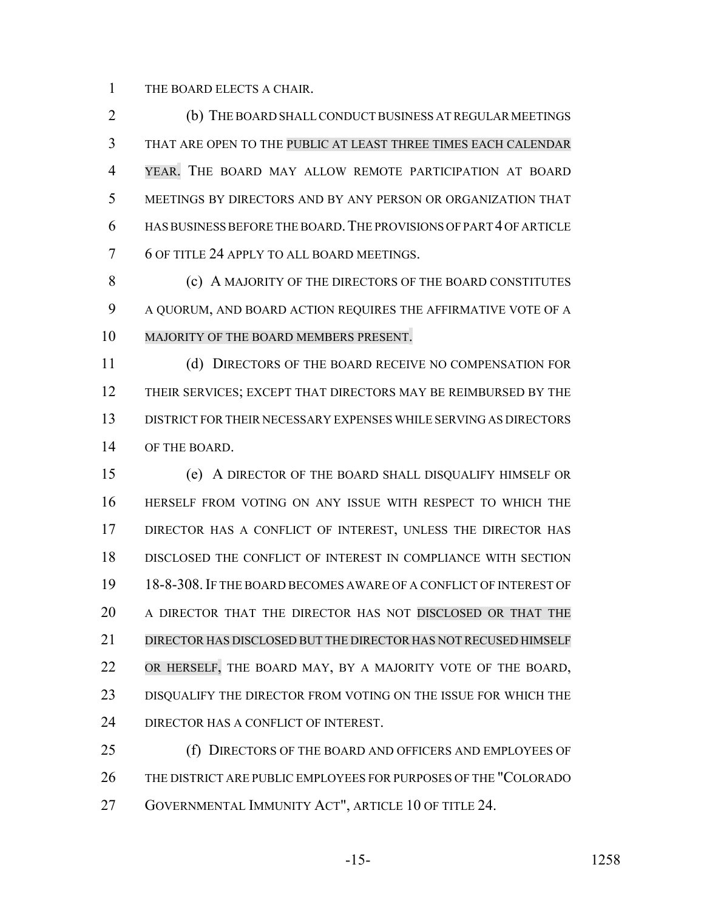THE BOARD ELECTS A CHAIR.

(b) THE BOARD SHALL CONDUCT BUSINESS AT REGULAR MEETINGS THAT ARE OPEN TO THE PUBLIC AT LEAST THREE TIMES EACH CALENDAR YEAR. THE BOARD MAY ALLOW REMOTE PARTICIPATION AT BOARD MEETINGS BY DIRECTORS AND BY ANY PERSON OR ORGANIZATION THAT HAS BUSINESS BEFORE THE BOARD. THE PROVISIONS OF PART 4 OF ARTICLE 6 OF TITLE 24 APPLY TO ALL BOARD MEETINGS.

(c) A MAJORITY OF THE DIRECTORS OF THE BOARD CONSTITUTES A QUORUM, AND BOARD ACTION REQUIRES THE AFFIRMATIVE VOTE OF A MAJORITY OF THE BOARD MEMBERS PRESENT.

(d) DIRECTORS OF THE BOARD RECEIVE NO COMPENSATION FOR THEIR SERVICES; EXCEPT THAT DIRECTORS MAY BE REIMBURSED BY THE DISTRICT FOR THEIR NECESSARY EXPENSES WHILE SERVING AS DIRECTORS OF THE BOARD.

(e) A DIRECTOR OF THE BOARD SHALL DISQUALIFY HIMSELF OR HERSELF FROM VOTING ON ANY ISSUE WITH RESPECT TO WHICH THE DIRECTOR HAS A CONFLICT OF INTEREST, UNLESS THE DIRECTOR HAS DISCLOSED THE CONFLICT OF INTEREST IN COMPLIANCE WITH SECTION 18-8-308. IF THE BOARD BECOMES AWARE OF A CONFLICT OF INTEREST OF A DIRECTOR THAT THE DIRECTOR HAS NOT DISCLOSED OR THAT THE DIRECTOR HAS DISCLOSED BUT THE DIRECTOR HAS NOT RECUSED HIMSELF OR HERSELF, THE BOARD MAY, BY A MAJORITY VOTE OF THE BOARD, DISQUALIFY THE DIRECTOR FROM VOTING ON THE ISSUE FOR WHICH THE DIRECTOR HAS A CONFLICT OF INTEREST.

(f) DIRECTORS OF THE BOARD AND OFFICERS AND EMPLOYEES OF THE DISTRICT ARE PUBLIC EMPLOYEES FOR PURPOSES OF THE "COLORADO GOVERNMENTAL IMMUNITY ACT", ARTICLE 10 OF TITLE 24.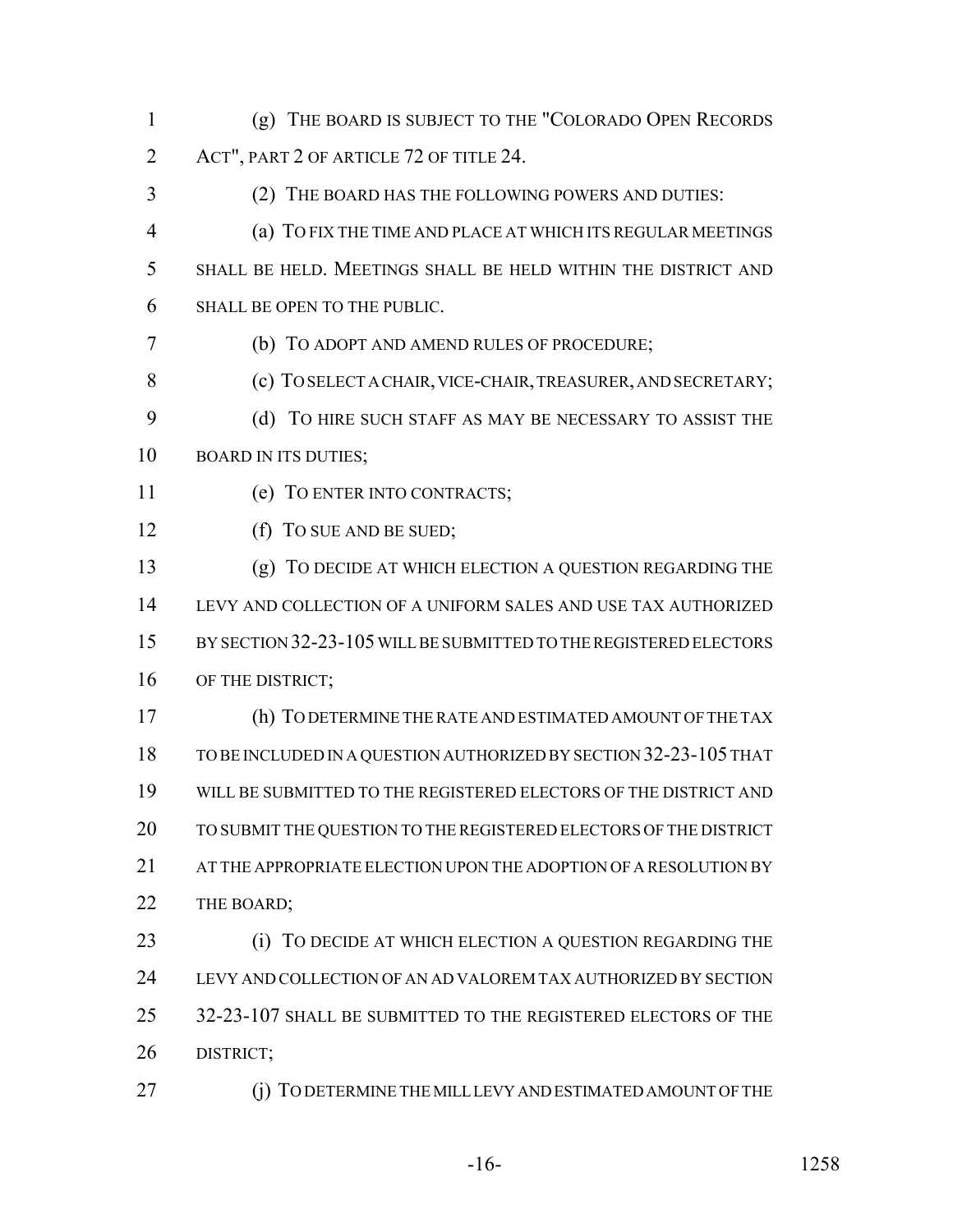(g) THE BOARD IS SUBJECT TO THE "COLORADO OPEN RECORDS ACT", PART 2 OF ARTICLE 72 OF TITLE 24.

(2) THE BOARD HAS THE FOLLOWING POWERS AND DUTIES:

(a) TO FIX THE TIME AND PLACE AT WHICH ITS REGULAR MEETINGS SHALL BE HELD. MEETINGS SHALL BE HELD WITHIN THE DISTRICT AND SHALL BE OPEN TO THE PUBLIC.

(b) TO ADOPT AND AMEND RULES OF PROCEDURE;

(c) TO SELECT A CHAIR, VICE-CHAIR, TREASURER, AND SECRETARY;

(d) TO HIRE SUCH STAFF AS MAY BE NECESSARY TO ASSIST THE BOARD IN ITS DUTIES;

(e) TO ENTER INTO CONTRACTS;

(f) TO SUE AND BE SUED;

(g) TO DECIDE AT WHICH ELECTION A QUESTION REGARDING THE LEVY AND COLLECTION OF A UNIFORM SALES AND USE TAX AUTHORIZED BY SECTION 32-23-105 WILL BE SUBMITTED TO THE REGISTERED ELECTORS OF THE DISTRICT;

(h) TO DETERMINE THE RATE AND ESTIMATED AMOUNT OF THE TAX TO BE INCLUDED IN A QUESTION AUTHORIZED BY SECTION 32-23-105 THAT WILL BE SUBMITTED TO THE REGISTERED ELECTORS OF THE DISTRICT AND TO SUBMIT THE QUESTION TO THE REGISTERED ELECTORS OF THE DISTRICT AT THE APPROPRIATE ELECTION UPON THE ADOPTION OF A RESOLUTION BY THE BOARD;

(i) TO DECIDE AT WHICH ELECTION A QUESTION REGARDING THE LEVY AND COLLECTION OF AN AD VALOREM TAX AUTHORIZED BY SECTION 32-23-107 SHALL BE SUBMITTED TO THE REGISTERED ELECTORS OF THE DISTRICT;

(j) TO DETERMINE THE MILL LEVY AND ESTIMATED AMOUNT OF THE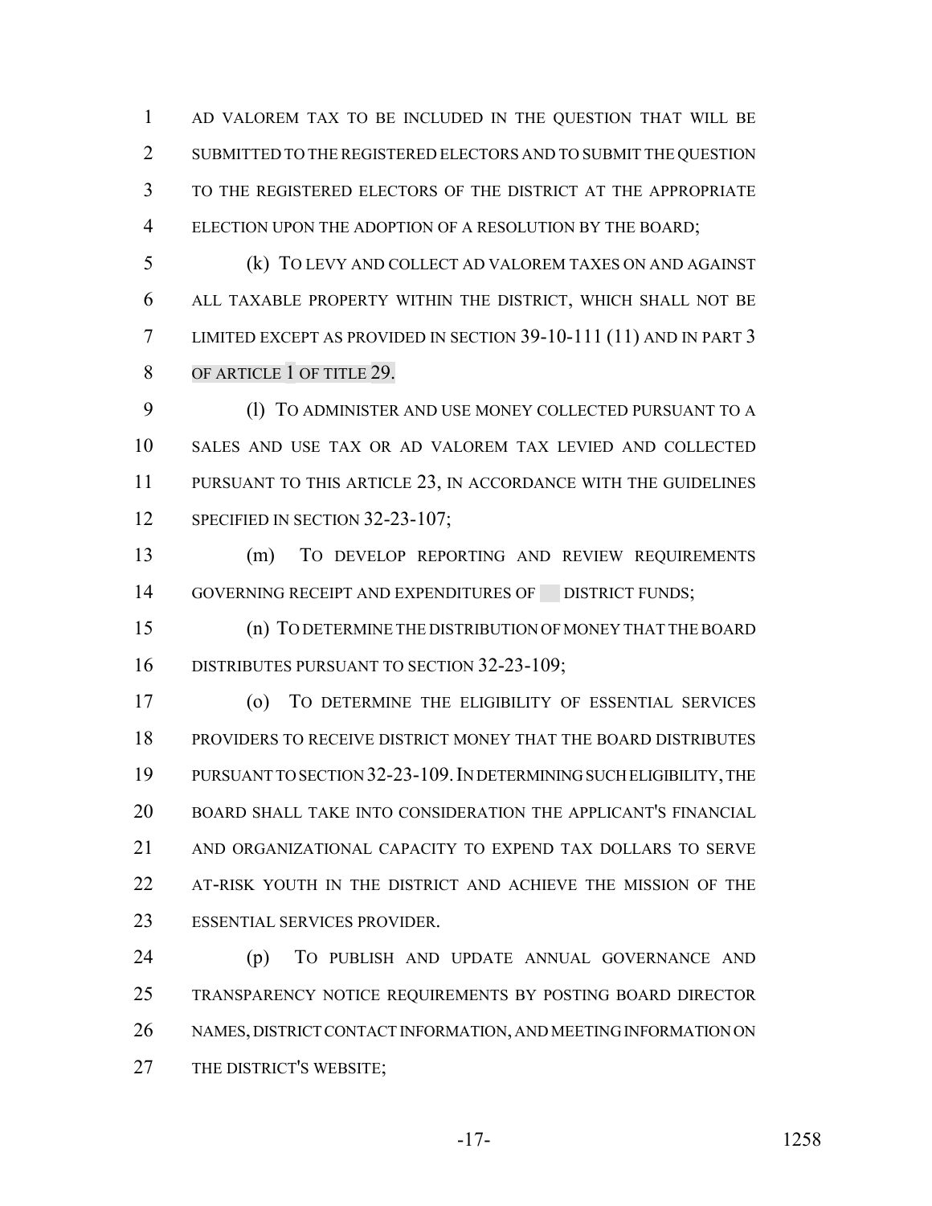AD VALOREM TAX TO BE INCLUDED IN THE QUESTION THAT WILL BE SUBMITTED TO THE REGISTERED ELECTORS AND TO SUBMIT THE QUESTION TO THE REGISTERED ELECTORS OF THE DISTRICT AT THE APPROPRIATE ELECTION UPON THE ADOPTION OF A RESOLUTION BY THE BOARD;

(k) TO LEVY AND COLLECT AD VALOREM TAXES ON AND AGAINST ALL TAXABLE PROPERTY WITHIN THE DISTRICT, WHICH SHALL NOT BE LIMITED EXCEPT AS PROVIDED IN SECTION 39-10-111 (11) AND IN PART 3 OF ARTICLE 1 OF TITLE 29.

(l) TO ADMINISTER AND USE MONEY COLLECTED PURSUANT TO A SALES AND USE TAX OR AD VALOREM TAX LEVIED AND COLLECTED PURSUANT TO THIS ARTICLE 23, IN ACCORDANCE WITH THE GUIDELINES SPECIFIED IN SECTION 32-23-107;

(m) TO DEVELOP REPORTING AND REVIEW REQUIREMENTS GOVERNING RECEIPT AND EXPENDITURES OF DISTRICT FUNDS;

(n) TO DETERMINE THE DISTRIBUTION OF MONEY THAT THE BOARD DISTRIBUTES PURSUANT TO SECTION 32-23-109;

(o) TO DETERMINE THE ELIGIBILITY OF ESSENTIAL SERVICES PROVIDERS TO RECEIVE DISTRICT MONEY THAT THE BOARD DISTRIBUTES PURSUANT TO SECTION 32-23-109. IN DETERMINING SUCH ELIGIBILITY, THE BOARD SHALL TAKE INTO CONSIDERATION THE APPLICANT'S FINANCIAL AND ORGANIZATIONAL CAPACITY TO EXPEND TAX DOLLARS TO SERVE AT-RISK YOUTH IN THE DISTRICT AND ACHIEVE THE MISSION OF THE ESSENTIAL SERVICES PROVIDER.

(p) TO PUBLISH AND UPDATE ANNUAL GOVERNANCE AND TRANSPARENCY NOTICE REQUIREMENTS BY POSTING BOARD DIRECTOR NAMES, DISTRICT CONTACT INFORMATION, AND MEETING INFORMATION ON THE DISTRICT'S WEBSITE;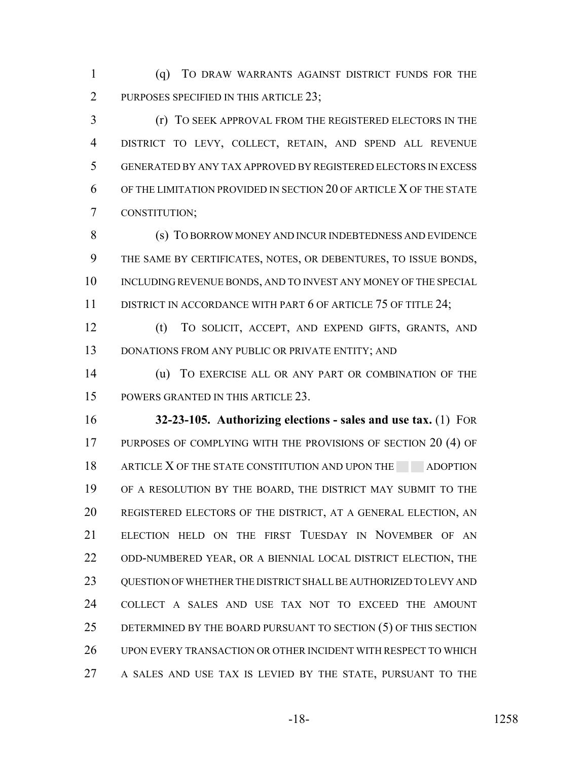(q) TO DRAW WARRANTS AGAINST DISTRICT FUNDS FOR THE PURPOSES SPECIFIED IN THIS ARTICLE 23;

(r) TO SEEK APPROVAL FROM THE REGISTERED ELECTORS IN THE DISTRICT TO LEVY, COLLECT, RETAIN, AND SPEND ALL REVENUE GENERATED BY ANY TAX APPROVED BY REGISTERED ELECTORS IN EXCESS OF THE LIMITATION PROVIDED IN SECTION 20 OF ARTICLE X OF THE STATE CONSTITUTION;

(s) TO BORROW MONEY AND INCUR INDEBTEDNESS AND EVIDENCE THE SAME BY CERTIFICATES, NOTES, OR DEBENTURES, TO ISSUE BONDS, INCLUDING REVENUE BONDS, AND TO INVEST ANY MONEY OF THE SPECIAL DISTRICT IN ACCORDANCE WITH PART 6 OF ARTICLE 75 OF TITLE 24;

(t) TO SOLICIT, ACCEPT, AND EXPEND GIFTS, GRANTS, AND DONATIONS FROM ANY PUBLIC OR PRIVATE ENTITY; AND

(u) TO EXERCISE ALL OR ANY PART OR COMBINATION OF THE POWERS GRANTED IN THIS ARTICLE 23.

**32-23-105. Authorizing elections - sales and use tax.** (1) FOR PURPOSES OF COMPLYING WITH THE PROVISIONS OF SECTION 20 (4) OF ARTICLE X OF THE STATE CONSTITUTION AND UPON THE ADOPTION OF A RESOLUTION BY THE BOARD, THE DISTRICT MAY SUBMIT TO THE REGISTERED ELECTORS OF THE DISTRICT, AT A GENERAL ELECTION, AN ELECTION HELD ON THE FIRST TUESDAY IN NOVEMBER OF AN ODD-NUMBERED YEAR, OR A BIENNIAL LOCAL DISTRICT ELECTION, THE QUESTION OF WHETHER THE DISTRICT SHALL BE AUTHORIZED TO LEVY AND COLLECT A SALES AND USE TAX NOT TO EXCEED THE AMOUNT DETERMINED BY THE BOARD PURSUANT TO SECTION (5) OF THIS SECTION UPON EVERY TRANSACTION OR OTHER INCIDENT WITH RESPECT TO WHICH A SALES AND USE TAX IS LEVIED BY THE STATE, PURSUANT TO THE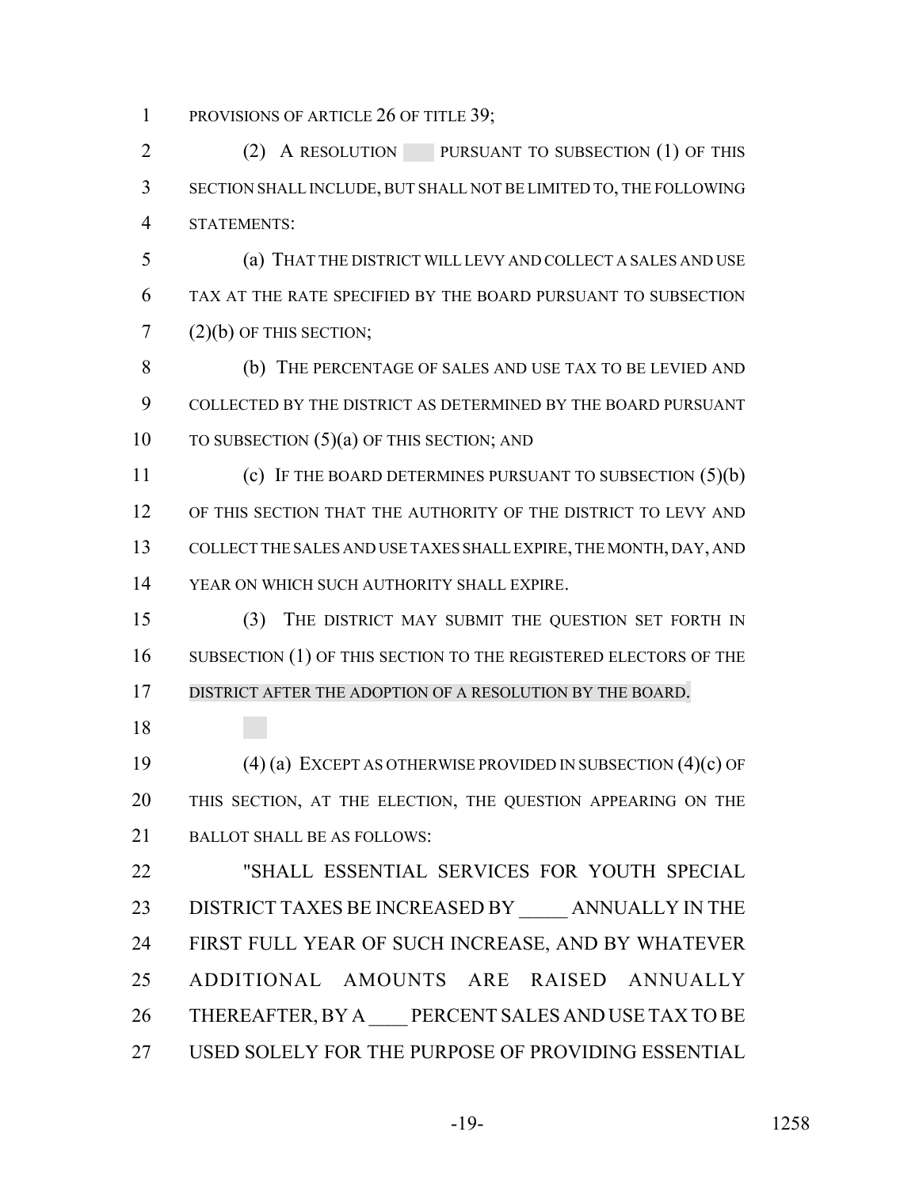PROVISIONS OF ARTICLE 26 OF TITLE 39;

(2) A RESOLUTION PURSUANT TO SUBSECTION (1) OF THIS SECTION SHALL INCLUDE, BUT SHALL NOT BE LIMITED TO, THE FOLLOWING STATEMENTS:

(a) THAT THE DISTRICT WILL LEVY AND COLLECT A SALES AND USE TAX AT THE RATE SPECIFIED BY THE BOARD PURSUANT TO SUBSECTION (2)(b) OF THIS SECTION;

(b) THE PERCENTAGE OF SALES AND USE TAX TO BE LEVIED AND COLLECTED BY THE DISTRICT AS DETERMINED BY THE BOARD PURSUANT TO SUBSECTION (5)(a) OF THIS SECTION; AND

(c) IF THE BOARD DETERMINES PURSUANT TO SUBSECTION (5)(b) OF THIS SECTION THAT THE AUTHORITY OF THE DISTRICT TO LEVY AND COLLECT THE SALES AND USE TAXES SHALL EXPIRE, THE MONTH, DAY, AND YEAR ON WHICH SUCH AUTHORITY SHALL EXPIRE.

(3) THE DISTRICT MAY SUBMIT THE QUESTION SET FORTH IN SUBSECTION (1) OF THIS SECTION TO THE REGISTERED ELECTORS OF THE DISTRICT AFTER THE ADOPTION OF A RESOLUTION BY THE BOARD.

(4) (a) EXCEPT AS OTHERWISE PROVIDED IN SUBSECTION (4)(c) OF THIS SECTION, AT THE ELECTION, THE QUESTION APPEARING ON THE BALLOT SHALL BE AS FOLLOWS:

"SHALL ESSENTIAL SERVICES FOR YOUTH SPECIAL DISTRICT TAXES BE INCREASED BY _____ ANNUALLY IN THE FIRST FULL YEAR OF SUCH INCREASE, AND BY WHATEVER ADDITIONAL AMOUNTS ARE RAISED ANNUALLY THEREAFTER, BY A ____ PERCENT SALES AND USE TAX TO BE USED SOLELY FOR THE PURPOSE OF PROVIDING ESSENTIAL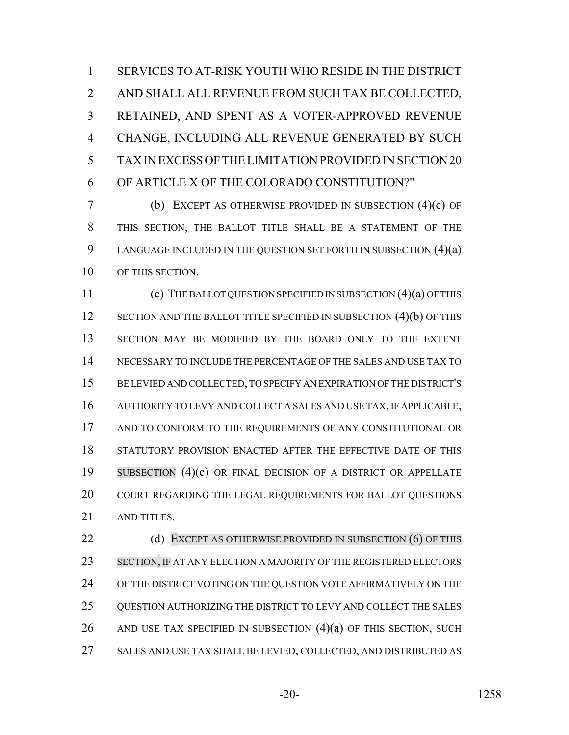SERVICES TO AT-RISK YOUTH WHO RESIDE IN THE DISTRICT AND SHALL ALL REVENUE FROM SUCH TAX BE COLLECTED, RETAINED, AND SPENT AS A VOTER-APPROVED REVENUE CHANGE, INCLUDING ALL REVENUE GENERATED BY SUCH TAX IN EXCESS OF THE LIMITATION PROVIDED IN SECTION 20 OF ARTICLE X OF THE COLORADO CONSTITUTION?"

(b) EXCEPT AS OTHERWISE PROVIDED IN SUBSECTION (4)(c) OF THIS SECTION, THE BALLOT TITLE SHALL BE A STATEMENT OF THE LANGUAGE INCLUDED IN THE QUESTION SET FORTH IN SUBSECTION (4)(a) OF THIS SECTION.

(c) THE BALLOT QUESTION SPECIFIED IN SUBSECTION (4)(a) OF THIS SECTION AND THE BALLOT TITLE SPECIFIED IN SUBSECTION (4)(b) OF THIS SECTION MAY BE MODIFIED BY THE BOARD ONLY TO THE EXTENT NECESSARY TO INCLUDE THE PERCENTAGE OF THE SALES AND USE TAX TO BE LEVIED AND COLLECTED, TO SPECIFY AN EXPIRATION OF THE DISTRICT'S AUTHORITY TO LEVY AND COLLECT A SALES AND USE TAX, IF APPLICABLE, AND TO CONFORM TO THE REQUIREMENTS OF ANY CONSTITUTIONAL OR STATUTORY PROVISION ENACTED AFTER THE EFFECTIVE DATE OF THIS SUBSECTION (4)(c) OR FINAL DECISION OF A DISTRICT OR APPELLATE COURT REGARDING THE LEGAL REQUIREMENTS FOR BALLOT QUESTIONS AND TITLES.

(d) EXCEPT AS OTHERWISE PROVIDED IN SUBSECTION (6) OF THIS SECTION, IF AT ANY ELECTION A MAJORITY OF THE REGISTERED ELECTORS OF THE DISTRICT VOTING ON THE QUESTION VOTE AFFIRMATIVELY ON THE QUESTION AUTHORIZING THE DISTRICT TO LEVY AND COLLECT THE SALES AND USE TAX SPECIFIED IN SUBSECTION (4)(a) OF THIS SECTION, SUCH SALES AND USE TAX SHALL BE LEVIED, COLLECTED, AND DISTRIBUTED AS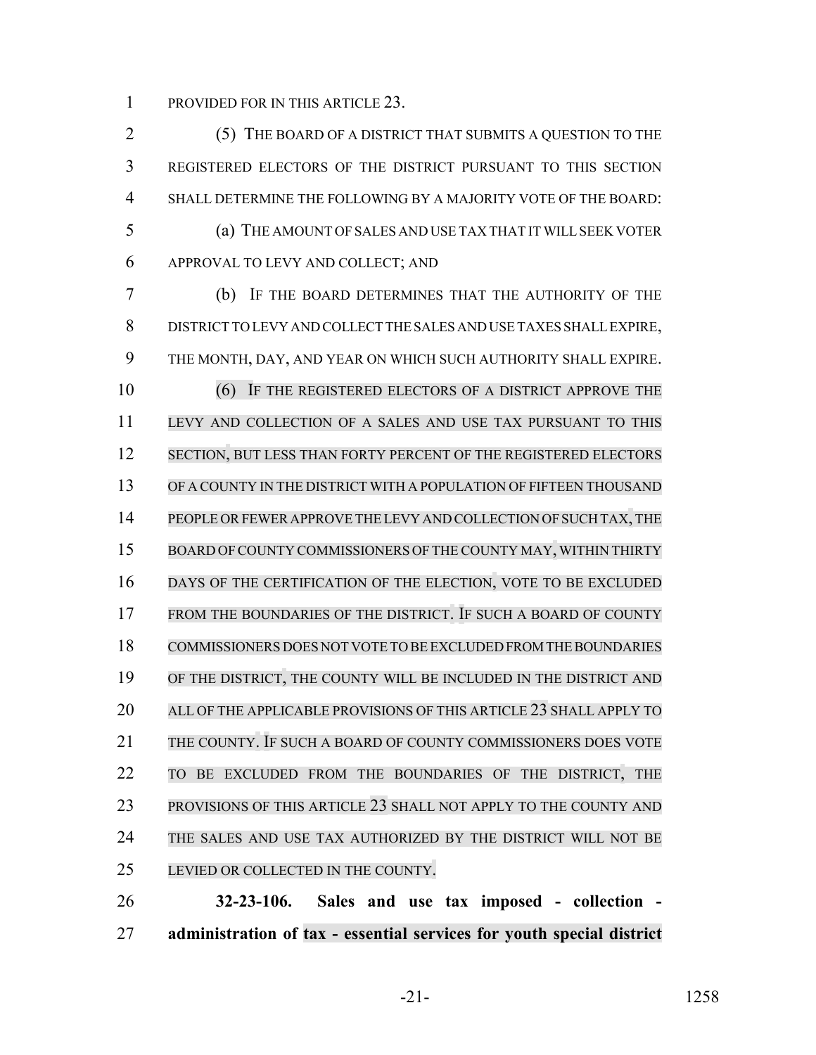PROVIDED FOR IN THIS ARTICLE 23.

(5) THE BOARD OF A DISTRICT THAT SUBMITS A QUESTION TO THE REGISTERED ELECTORS OF THE DISTRICT PURSUANT TO THIS SECTION SHALL DETERMINE THE FOLLOWING BY A MAJORITY VOTE OF THE BOARD:

(a) THE AMOUNT OF SALES AND USE TAX THAT IT WILL SEEK VOTER APPROVAL TO LEVY AND COLLECT; AND

(b) IF THE BOARD DETERMINES THAT THE AUTHORITY OF THE DISTRICT TO LEVY AND COLLECT THE SALES AND USE TAXES SHALL EXPIRE, THE MONTH, DAY, AND YEAR ON WHICH SUCH AUTHORITY SHALL EXPIRE.

(6) IF THE REGISTERED ELECTORS OF A DISTRICT APPROVE THE LEVY AND COLLECTION OF A SALES AND USE TAX PURSUANT TO THIS SECTION, BUT LESS THAN FORTY PERCENT OF THE REGISTERED ELECTORS OF A COUNTY IN THE DISTRICT WITH A POPULATION OF FIFTEEN THOUSAND PEOPLE OR FEWER APPROVE THE LEVY AND COLLECTION OF SUCH TAX, THE BOARD OF COUNTY COMMISSIONERS OF THE COUNTY MAY, WITHIN THIRTY DAYS OF THE CERTIFICATION OF THE ELECTION, VOTE TO BE EXCLUDED FROM THE BOUNDARIES OF THE DISTRICT. IF SUCH A BOARD OF COUNTY COMMISSIONERS DOES NOT VOTE TO BE EXCLUDED FROM THE BOUNDARIES OF THE DISTRICT, THE COUNTY WILL BE INCLUDED IN THE DISTRICT AND ALL OF THE APPLICABLE PROVISIONS OF THIS ARTICLE 23 SHALL APPLY TO THE COUNTY. IF SUCH A BOARD OF COUNTY COMMISSIONERS DOES VOTE TO BE EXCLUDED FROM THE BOUNDARIES OF THE DISTRICT, THE PROVISIONS OF THIS ARTICLE 23 SHALL NOT APPLY TO THE COUNTY AND THE SALES AND USE TAX AUTHORIZED BY THE DISTRICT WILL NOT BE LEVIED OR COLLECTED IN THE COUNTY.

**32-23-106. Sales and use tax imposed - collection - administration of tax - essential services for youth special district**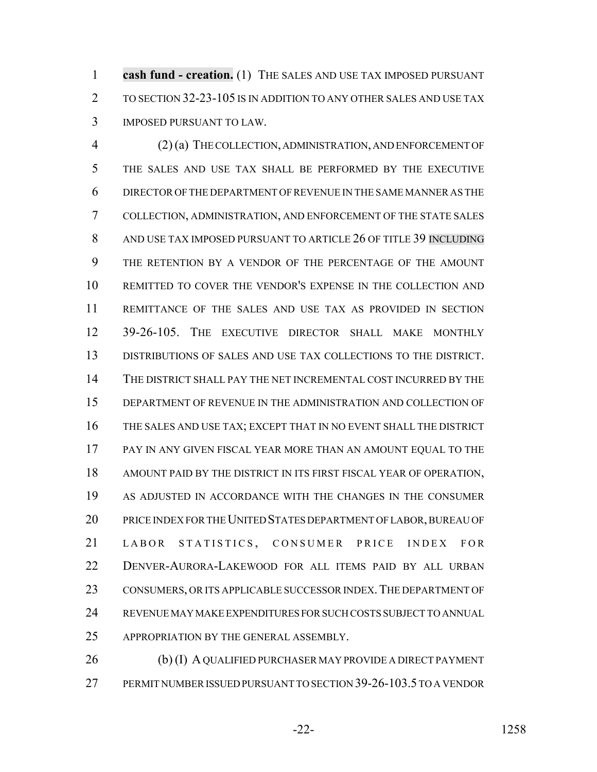**cash fund - creation.** (1) THE SALES AND USE TAX IMPOSED PURSUANT TO SECTION 32-23-105 IS IN ADDITION TO ANY OTHER SALES AND USE TAX IMPOSED PURSUANT TO LAW.

(2) (a) THE COLLECTION, ADMINISTRATION, AND ENFORCEMENT OF THE SALES AND USE TAX SHALL BE PERFORMED BY THE EXECUTIVE DIRECTOR OF THE DEPARTMENT OF REVENUE IN THE SAME MANNER AS THE COLLECTION, ADMINISTRATION, AND ENFORCEMENT OF THE STATE SALES AND USE TAX IMPOSED PURSUANT TO ARTICLE 26 OF TITLE 39 INCLUDING THE RETENTION BY A VENDOR OF THE PERCENTAGE OF THE AMOUNT REMITTED TO COVER THE VENDOR'S EXPENSE IN THE COLLECTION AND REMITTANCE OF THE SALES AND USE TAX AS PROVIDED IN SECTION 39-26-105. THE EXECUTIVE DIRECTOR SHALL MAKE MONTHLY DISTRIBUTIONS OF SALES AND USE TAX COLLECTIONS TO THE DISTRICT. THE DISTRICT SHALL PAY THE NET INCREMENTAL COST INCURRED BY THE DEPARTMENT OF REVENUE IN THE ADMINISTRATION AND COLLECTION OF THE SALES AND USE TAX; EXCEPT THAT IN NO EVENT SHALL THE DISTRICT PAY IN ANY GIVEN FISCAL YEAR MORE THAN AN AMOUNT EQUAL TO THE AMOUNT PAID BY THE DISTRICT IN ITS FIRST FISCAL YEAR OF OPERATION, AS ADJUSTED IN ACCORDANCE WITH THE CHANGES IN THE CONSUMER PRICE INDEX FOR THE UNITED STATES DEPARTMENT OF LABOR, BUREAU OF LABOR STATISTICS, CONSUMER PRICE INDEX FOR DENVER-AURORA-LAKEWOOD FOR ALL ITEMS PAID BY ALL URBAN CONSUMERS, OR ITS APPLICABLE SUCCESSOR INDEX. THE DEPARTMENT OF REVENUE MAY MAKE EXPENDITURES FOR SUCH COSTS SUBJECT TO ANNUAL APPROPRIATION BY THE GENERAL ASSEMBLY.

(b) (I) A QUALIFIED PURCHASER MAY PROVIDE A DIRECT PAYMENT PERMIT NUMBER ISSUED PURSUANT TO SECTION 39-26-103.5 TO A VENDOR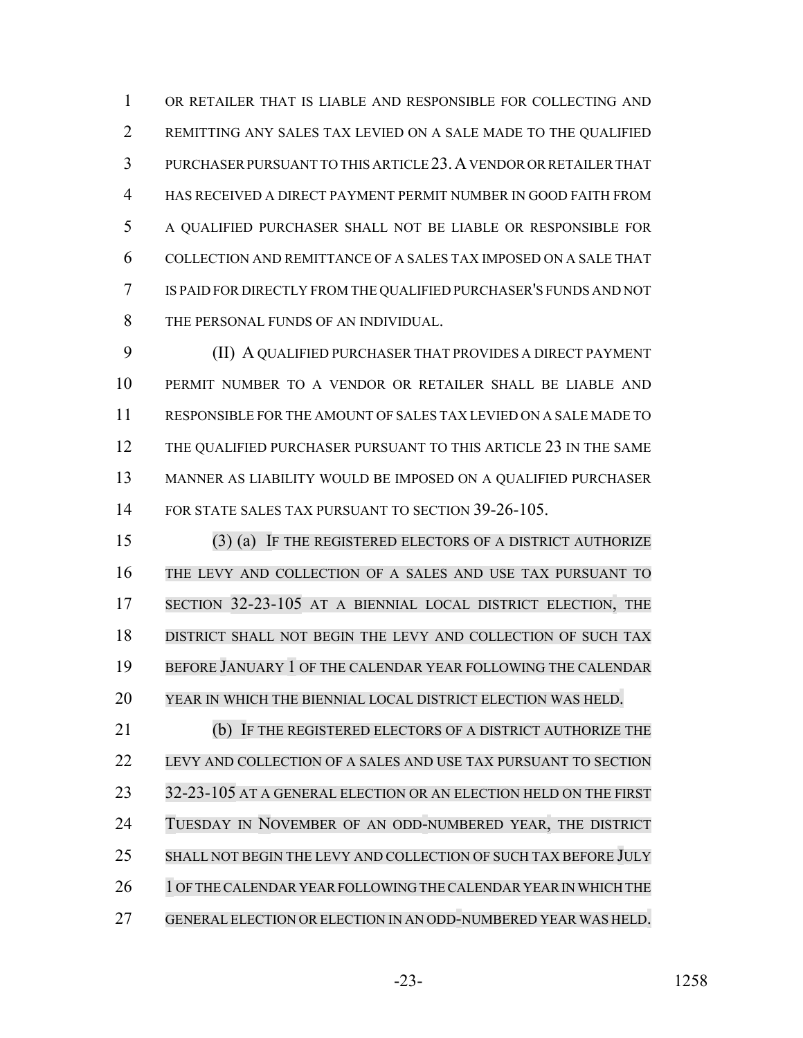OR RETAILER THAT IS LIABLE AND RESPONSIBLE FOR COLLECTING AND REMITTING ANY SALES TAX LEVIED ON A SALE MADE TO THE QUALIFIED PURCHASER PURSUANT TO THIS ARTICLE 23. A VENDOR OR RETAILER THAT HAS RECEIVED A DIRECT PAYMENT PERMIT NUMBER IN GOOD FAITH FROM A QUALIFIED PURCHASER SHALL NOT BE LIABLE OR RESPONSIBLE FOR COLLECTION AND REMITTANCE OF A SALES TAX IMPOSED ON A SALE THAT IS PAID FOR DIRECTLY FROM THE QUALIFIED PURCHASER'S FUNDS AND NOT THE PERSONAL FUNDS OF AN INDIVIDUAL.

(II) A QUALIFIED PURCHASER THAT PROVIDES A DIRECT PAYMENT PERMIT NUMBER TO A VENDOR OR RETAILER SHALL BE LIABLE AND RESPONSIBLE FOR THE AMOUNT OF SALES TAX LEVIED ON A SALE MADE TO THE QUALIFIED PURCHASER PURSUANT TO THIS ARTICLE 23 IN THE SAME MANNER AS LIABILITY WOULD BE IMPOSED ON A QUALIFIED PURCHASER FOR STATE SALES TAX PURSUANT TO SECTION 39-26-105.

(3) (a) IF THE REGISTERED ELECTORS OF A DISTRICT AUTHORIZE THE LEVY AND COLLECTION OF A SALES AND USE TAX PURSUANT TO SECTION 32-23-105 AT A BIENNIAL LOCAL DISTRICT ELECTION, THE DISTRICT SHALL NOT BEGIN THE LEVY AND COLLECTION OF SUCH TAX BEFORE JANUARY 1 OF THE CALENDAR YEAR FOLLOWING THE CALENDAR YEAR IN WHICH THE BIENNIAL LOCAL DISTRICT ELECTION WAS HELD.

(b) IF THE REGISTERED ELECTORS OF A DISTRICT AUTHORIZE THE LEVY AND COLLECTION OF A SALES AND USE TAX PURSUANT TO SECTION 32-23-105 AT A GENERAL ELECTION OR AN ELECTION HELD ON THE FIRST TUESDAY IN NOVEMBER OF AN ODD-NUMBERED YEAR, THE DISTRICT SHALL NOT BEGIN THE LEVY AND COLLECTION OF SUCH TAX BEFORE JULY 1 OF THE CALENDAR YEAR FOLLOWING THE CALENDAR YEAR IN WHICH THE GENERAL ELECTION OR ELECTION IN AN ODD-NUMBERED YEAR WAS HELD.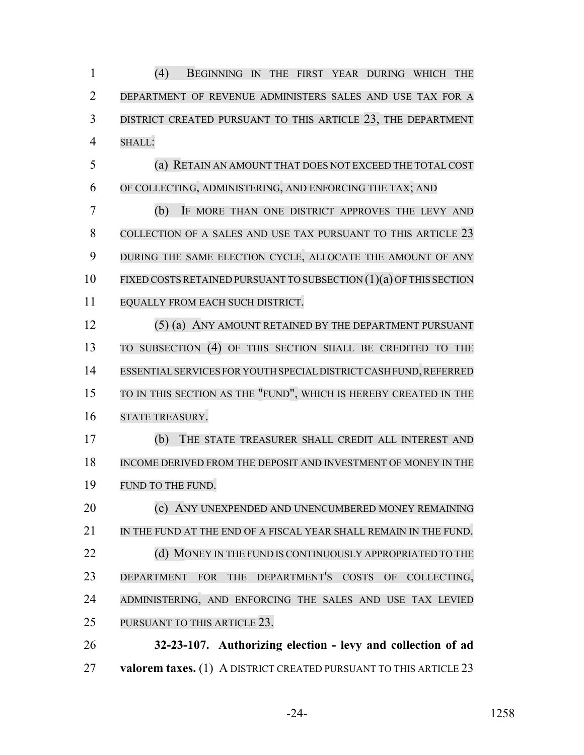(4) BEGINNING IN THE FIRST YEAR DURING WHICH THE DEPARTMENT OF REVENUE ADMINISTERS SALES AND USE TAX FOR A DISTRICT CREATED PURSUANT TO THIS ARTICLE 23, THE DEPARTMENT SHALL:

(a) RETAIN AN AMOUNT THAT DOES NOT EXCEED THE TOTAL COST OF COLLECTING, ADMINISTERING, AND ENFORCING THE TAX; AND

(b) IF MORE THAN ONE DISTRICT APPROVES THE LEVY AND COLLECTION OF A SALES AND USE TAX PURSUANT TO THIS ARTICLE 23 DURING THE SAME ELECTION CYCLE, ALLOCATE THE AMOUNT OF ANY FIXED COSTS RETAINED PURSUANT TO SUBSECTION (1)(a) OF THIS SECTION EQUALLY FROM EACH SUCH DISTRICT.

(5) (a) ANY AMOUNT RETAINED BY THE DEPARTMENT PURSUANT TO SUBSECTION (4) OF THIS SECTION SHALL BE CREDITED TO THE ESSENTIAL SERVICES FOR YOUTH SPECIAL DISTRICT CASH FUND, REFERRED TO IN THIS SECTION AS THE "FUND", WHICH IS HEREBY CREATED IN THE STATE TREASURY.

(b) THE STATE TREASURER SHALL CREDIT ALL INTEREST AND INCOME DERIVED FROM THE DEPOSIT AND INVESTMENT OF MONEY IN THE FUND TO THE FUND.

(c) ANY UNEXPENDED AND UNENCUMBERED MONEY REMAINING IN THE FUND AT THE END OF A FISCAL YEAR SHALL REMAIN IN THE FUND.

(d) MONEY IN THE FUND IS CONTINUOUSLY APPROPRIATED TO THE DEPARTMENT FOR THE DEPARTMENT'S COSTS OF COLLECTING, ADMINISTERING, AND ENFORCING THE SALES AND USE TAX LEVIED PURSUANT TO THIS ARTICLE 23.

**32-23-107. Authorizing election - levy and collection of ad valorem taxes.** (1) A DISTRICT CREATED PURSUANT TO THIS ARTICLE 23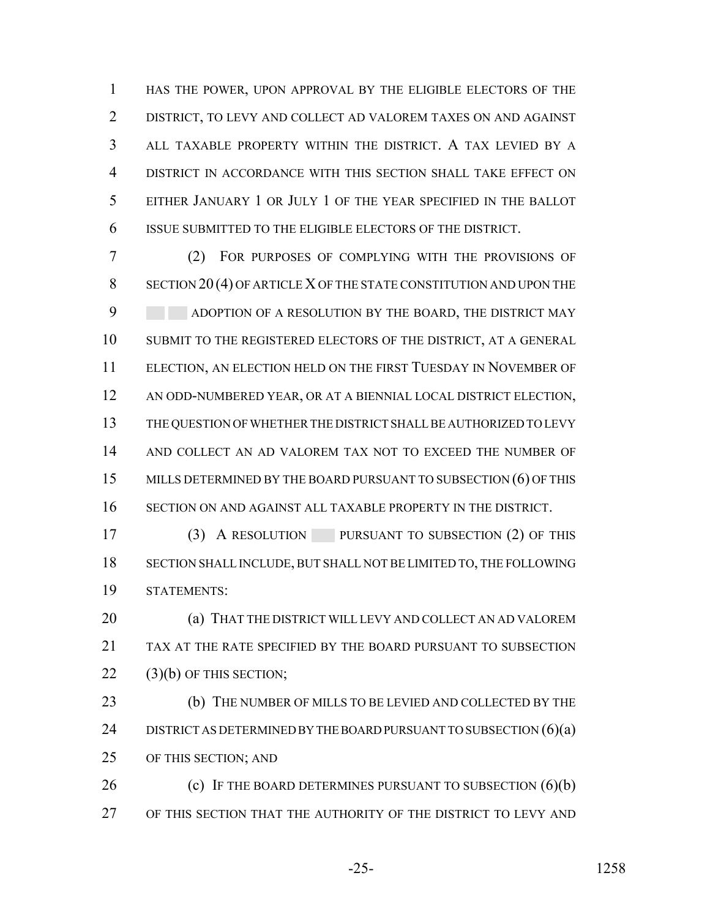HAS THE POWER, UPON APPROVAL BY THE ELIGIBLE ELECTORS OF THE DISTRICT, TO LEVY AND COLLECT AD VALOREM TAXES ON AND AGAINST ALL TAXABLE PROPERTY WITHIN THE DISTRICT. A TAX LEVIED BY A DISTRICT IN ACCORDANCE WITH THIS SECTION SHALL TAKE EFFECT ON EITHER JANUARY 1 OR JULY 1 OF THE YEAR SPECIFIED IN THE BALLOT ISSUE SUBMITTED TO THE ELIGIBLE ELECTORS OF THE DISTRICT.

(2) FOR PURPOSES OF COMPLYING WITH THE PROVISIONS OF SECTION 20 (4) OF ARTICLE X OF THE STATE CONSTITUTION AND UPON THE ADOPTION OF A RESOLUTION BY THE BOARD, THE DISTRICT MAY SUBMIT TO THE REGISTERED ELECTORS OF THE DISTRICT, AT A GENERAL ELECTION, AN ELECTION HELD ON THE FIRST TUESDAY IN NOVEMBER OF AN ODD-NUMBERED YEAR, OR AT A BIENNIAL LOCAL DISTRICT ELECTION, THE QUESTION OF WHETHER THE DISTRICT SHALL BE AUTHORIZED TO LEVY AND COLLECT AN AD VALOREM TAX NOT TO EXCEED THE NUMBER OF MILLS DETERMINED BY THE BOARD PURSUANT TO SUBSECTION (6) OF THIS SECTION ON AND AGAINST ALL TAXABLE PROPERTY IN THE DISTRICT.

(3) A RESOLUTION PURSUANT TO SUBSECTION (2) OF THIS SECTION SHALL INCLUDE, BUT SHALL NOT BE LIMITED TO, THE FOLLOWING STATEMENTS:

(a) THAT THE DISTRICT WILL LEVY AND COLLECT AN AD VALOREM TAX AT THE RATE SPECIFIED BY THE BOARD PURSUANT TO SUBSECTION (3)(b) OF THIS SECTION;

(b) THE NUMBER OF MILLS TO BE LEVIED AND COLLECTED BY THE DISTRICT AS DETERMINED BY THE BOARD PURSUANT TO SUBSECTION (6)(a) OF THIS SECTION; AND

(c) IF THE BOARD DETERMINES PURSUANT TO SUBSECTION (6)(b) OF THIS SECTION THAT THE AUTHORITY OF THE DISTRICT TO LEVY AND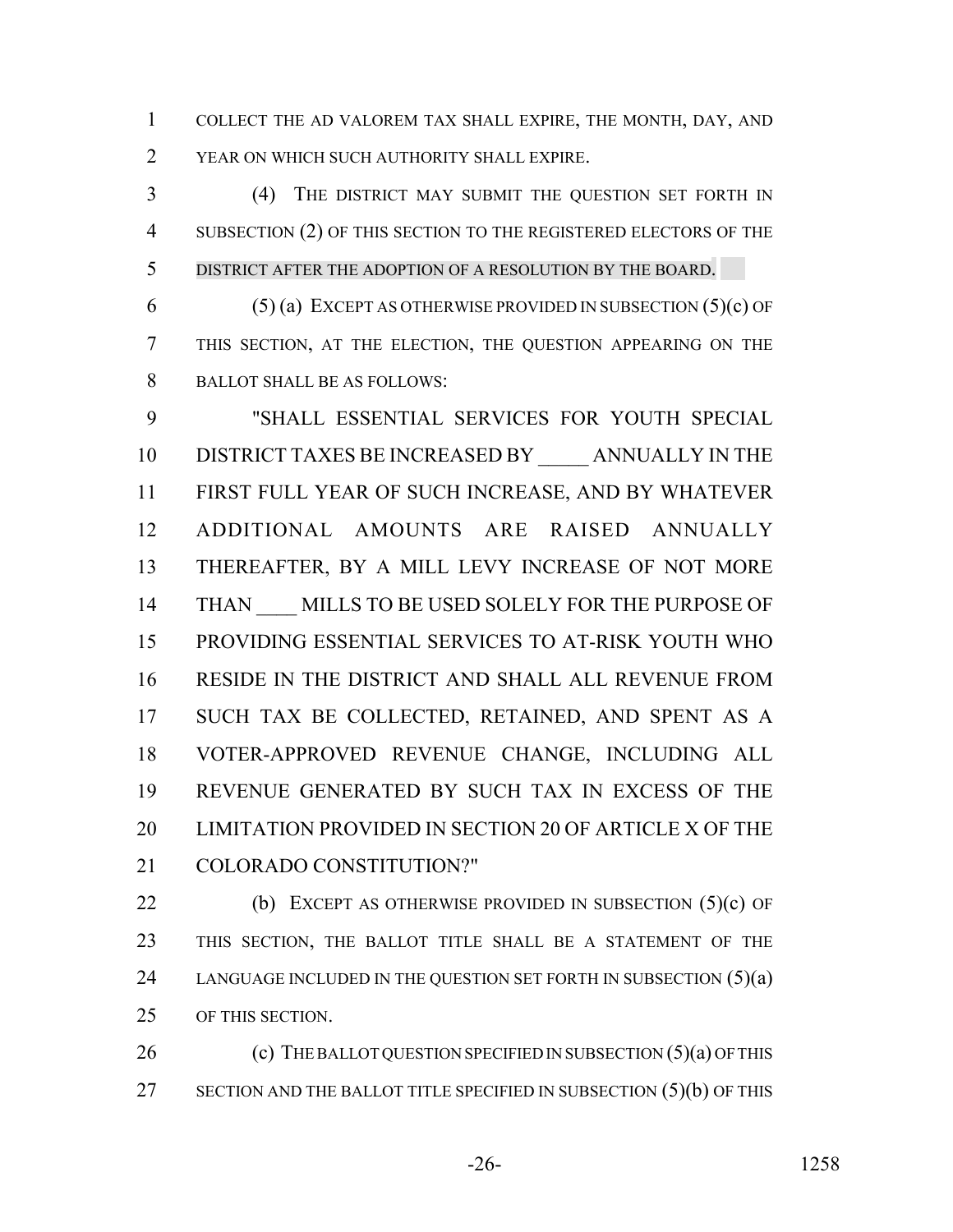COLLECT THE AD VALOREM TAX SHALL EXPIRE, THE MONTH, DAY, AND YEAR ON WHICH SUCH AUTHORITY SHALL EXPIRE.

(4) THE DISTRICT MAY SUBMIT THE QUESTION SET FORTH IN SUBSECTION (2) OF THIS SECTION TO THE REGISTERED ELECTORS OF THE DISTRICT AFTER THE ADOPTION OF A RESOLUTION BY THE BOARD.

(5) (a) EXCEPT AS OTHERWISE PROVIDED IN SUBSECTION (5)(c) OF THIS SECTION, AT THE ELECTION, THE QUESTION APPEARING ON THE BALLOT SHALL BE AS FOLLOWS:

"SHALL ESSENTIAL SERVICES FOR YOUTH SPECIAL DISTRICT TAXES BE INCREASED BY _____ ANNUALLY IN THE FIRST FULL YEAR OF SUCH INCREASE, AND BY WHATEVER ADDITIONAL AMOUNTS ARE RAISED ANNUALLY THEREAFTER, BY A MILL LEVY INCREASE OF NOT MORE THAN ____ MILLS TO BE USED SOLELY FOR THE PURPOSE OF PROVIDING ESSENTIAL SERVICES TO AT-RISK YOUTH WHO RESIDE IN THE DISTRICT AND SHALL ALL REVENUE FROM SUCH TAX BE COLLECTED, RETAINED, AND SPENT AS A VOTER-APPROVED REVENUE CHANGE, INCLUDING ALL REVENUE GENERATED BY SUCH TAX IN EXCESS OF THE LIMITATION PROVIDED IN SECTION 20 OF ARTICLE X OF THE COLORADO CONSTITUTION?"

(b) EXCEPT AS OTHERWISE PROVIDED IN SUBSECTION (5)(c) OF THIS SECTION, THE BALLOT TITLE SHALL BE A STATEMENT OF THE LANGUAGE INCLUDED IN THE QUESTION SET FORTH IN SUBSECTION (5)(a) OF THIS SECTION.

(c) THE BALLOT QUESTION SPECIFIED IN SUBSECTION (5)(a) OF THIS SECTION AND THE BALLOT TITLE SPECIFIED IN SUBSECTION (5)(b) OF THIS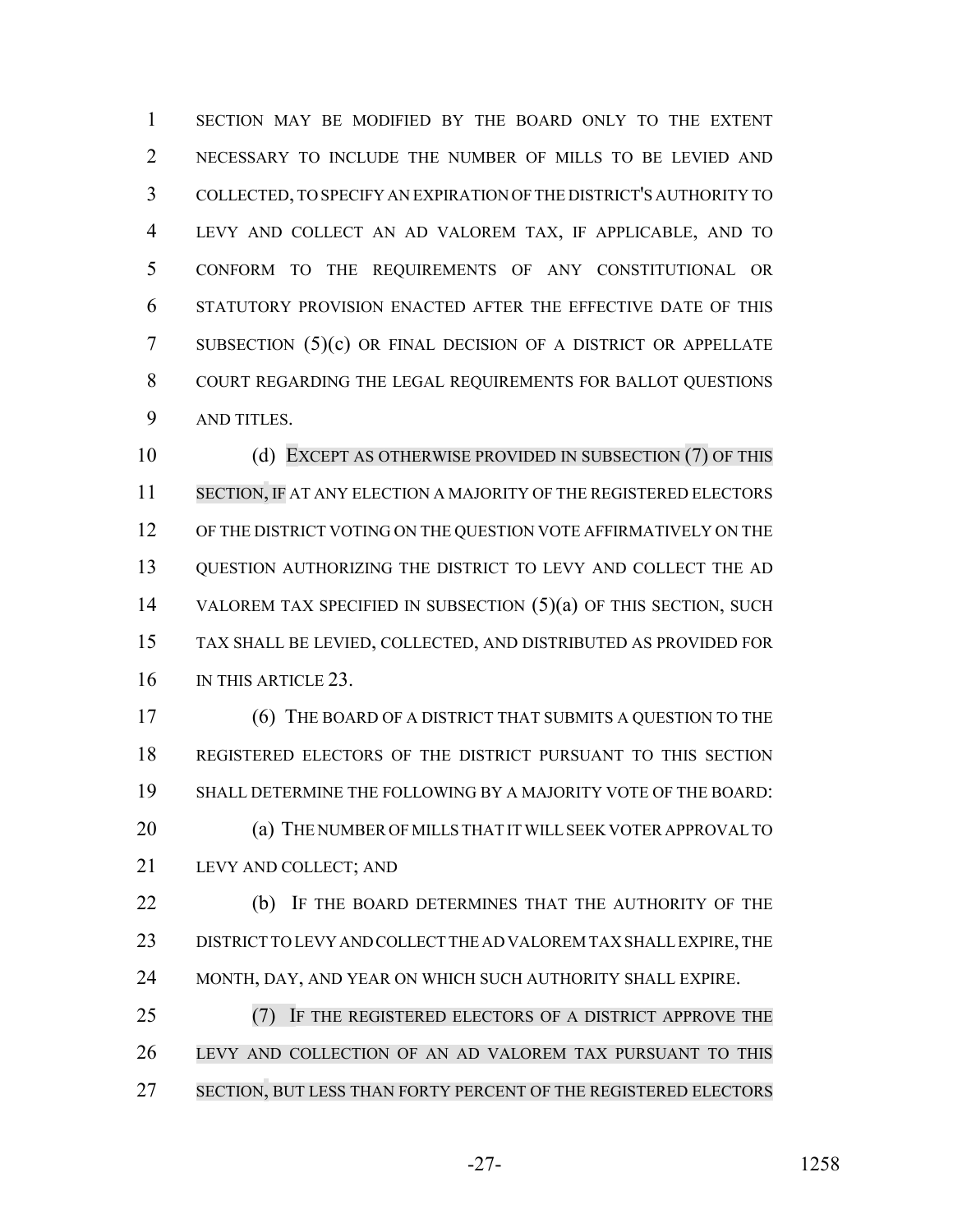SECTION MAY BE MODIFIED BY THE BOARD ONLY TO THE EXTENT NECESSARY TO INCLUDE THE NUMBER OF MILLS TO BE LEVIED AND COLLECTED, TO SPECIFY AN EXPIRATION OF THE DISTRICT'S AUTHORITY TO LEVY AND COLLECT AN AD VALOREM TAX, IF APPLICABLE, AND TO CONFORM TO THE REQUIREMENTS OF ANY CONSTITUTIONAL OR STATUTORY PROVISION ENACTED AFTER THE EFFECTIVE DATE OF THIS SUBSECTION (5)(c) OR FINAL DECISION OF A DISTRICT OR APPELLATE COURT REGARDING THE LEGAL REQUIREMENTS FOR BALLOT QUESTIONS AND TITLES.

(d) EXCEPT AS OTHERWISE PROVIDED IN SUBSECTION (7) OF THIS SECTION, IF AT ANY ELECTION A MAJORITY OF THE REGISTERED ELECTORS OF THE DISTRICT VOTING ON THE QUESTION VOTE AFFIRMATIVELY ON THE QUESTION AUTHORIZING THE DISTRICT TO LEVY AND COLLECT THE AD VALOREM TAX SPECIFIED IN SUBSECTION (5)(a) OF THIS SECTION, SUCH TAX SHALL BE LEVIED, COLLECTED, AND DISTRIBUTED AS PROVIDED FOR IN THIS ARTICLE 23.

(6) THE BOARD OF A DISTRICT THAT SUBMITS A QUESTION TO THE REGISTERED ELECTORS OF THE DISTRICT PURSUANT TO THIS SECTION SHALL DETERMINE THE FOLLOWING BY A MAJORITY VOTE OF THE BOARD:

(a) THE NUMBER OF MILLS THAT IT WILL SEEK VOTER APPROVAL TO LEVY AND COLLECT; AND

(b) IF THE BOARD DETERMINES THAT THE AUTHORITY OF THE DISTRICT TO LEVY AND COLLECT THE AD VALOREM TAX SHALL EXPIRE, THE MONTH, DAY, AND YEAR ON WHICH SUCH AUTHORITY SHALL EXPIRE.

(7) IF THE REGISTERED ELECTORS OF A DISTRICT APPROVE THE LEVY AND COLLECTION OF AN AD VALOREM TAX PURSUANT TO THIS SECTION, BUT LESS THAN FORTY PERCENT OF THE REGISTERED ELECTORS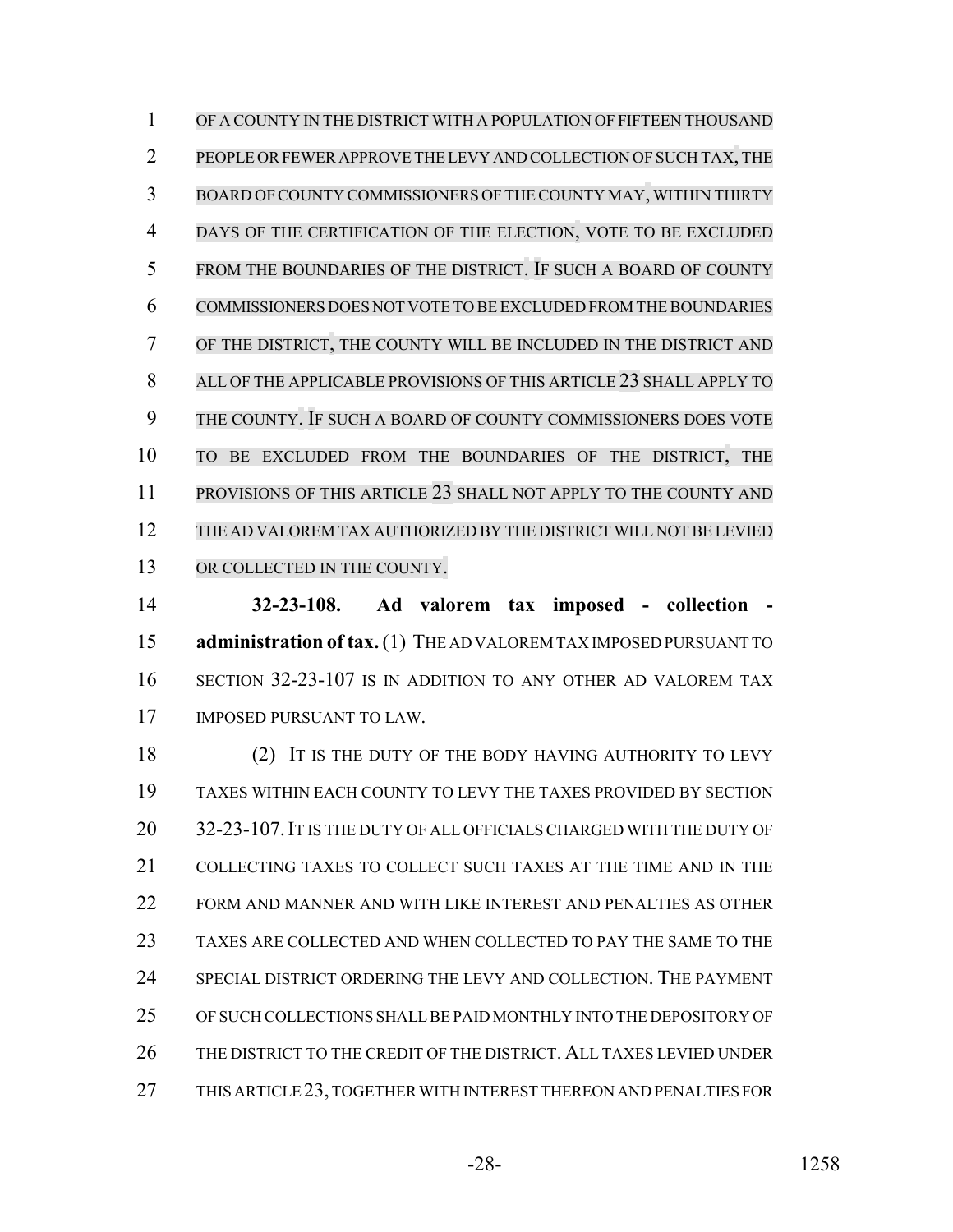OF A COUNTY IN THE DISTRICT WITH A POPULATION OF FIFTEEN THOUSAND PEOPLE OR FEWER APPROVE THE LEVY AND COLLECTION OF SUCH TAX, THE BOARD OF COUNTY COMMISSIONERS OF THE COUNTY MAY, WITHIN THIRTY DAYS OF THE CERTIFICATION OF THE ELECTION, VOTE TO BE EXCLUDED FROM THE BOUNDARIES OF THE DISTRICT. IF SUCH A BOARD OF COUNTY COMMISSIONERS DOES NOT VOTE TO BE EXCLUDED FROM THE BOUNDARIES OF THE DISTRICT, THE COUNTY WILL BE INCLUDED IN THE DISTRICT AND ALL OF THE APPLICABLE PROVISIONS OF THIS ARTICLE 23 SHALL APPLY TO THE COUNTY. IF SUCH A BOARD OF COUNTY COMMISSIONERS DOES VOTE TO BE EXCLUDED FROM THE BOUNDARIES OF THE DISTRICT, THE PROVISIONS OF THIS ARTICLE 23 SHALL NOT APPLY TO THE COUNTY AND THE AD VALOREM TAX AUTHORIZED BY THE DISTRICT WILL NOT BE LEVIED OR COLLECTED IN THE COUNTY.

**32-23-108. Ad valorem tax imposed - collection - administration of tax.** (1) THE AD VALOREM TAX IMPOSED PURSUANT TO SECTION 32-23-107 IS IN ADDITION TO ANY OTHER AD VALOREM TAX IMPOSED PURSUANT TO LAW.

(2) IT IS THE DUTY OF THE BODY HAVING AUTHORITY TO LEVY TAXES WITHIN EACH COUNTY TO LEVY THE TAXES PROVIDED BY SECTION 32-23-107. IT IS THE DUTY OF ALL OFFICIALS CHARGED WITH THE DUTY OF COLLECTING TAXES TO COLLECT SUCH TAXES AT THE TIME AND IN THE FORM AND MANNER AND WITH LIKE INTEREST AND PENALTIES AS OTHER TAXES ARE COLLECTED AND WHEN COLLECTED TO PAY THE SAME TO THE SPECIAL DISTRICT ORDERING THE LEVY AND COLLECTION. THE PAYMENT OF SUCH COLLECTIONS SHALL BE PAID MONTHLY INTO THE DEPOSITORY OF THE DISTRICT TO THE CREDIT OF THE DISTRICT. ALL TAXES LEVIED UNDER THIS ARTICLE 23, TOGETHER WITH INTEREST THEREON AND PENALTIES FOR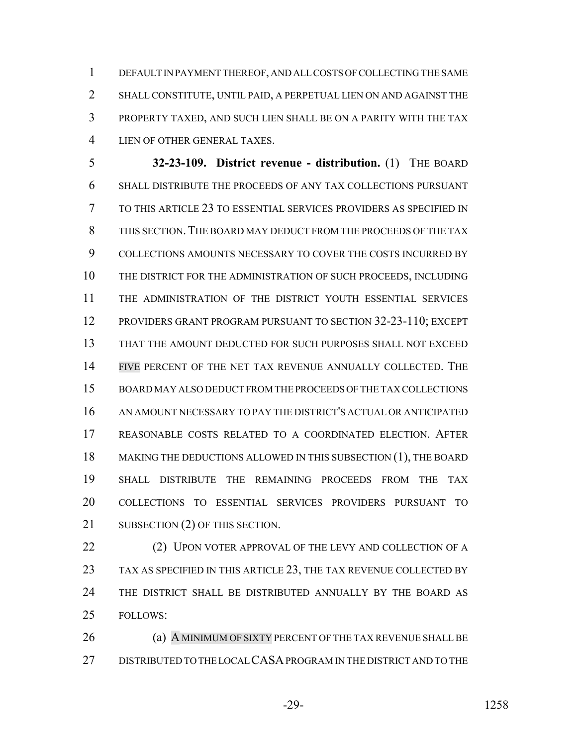DEFAULT IN PAYMENT THEREOF, AND ALL COSTS OF COLLECTING THE SAME SHALL CONSTITUTE, UNTIL PAID, A PERPETUAL LIEN ON AND AGAINST THE PROPERTY TAXED, AND SUCH LIEN SHALL BE ON A PARITY WITH THE TAX LIEN OF OTHER GENERAL TAXES.

**32-23-109. District revenue - distribution.** (1) THE BOARD SHALL DISTRIBUTE THE PROCEEDS OF ANY TAX COLLECTIONS PURSUANT TO THIS ARTICLE 23 TO ESSENTIAL SERVICES PROVIDERS AS SPECIFIED IN THIS SECTION. THE BOARD MAY DEDUCT FROM THE PROCEEDS OF THE TAX COLLECTIONS AMOUNTS NECESSARY TO COVER THE COSTS INCURRED BY THE DISTRICT FOR THE ADMINISTRATION OF SUCH PROCEEDS, INCLUDING THE ADMINISTRATION OF THE DISTRICT YOUTH ESSENTIAL SERVICES PROVIDERS GRANT PROGRAM PURSUANT TO SECTION 32-23-110; EXCEPT THAT THE AMOUNT DEDUCTED FOR SUCH PURPOSES SHALL NOT EXCEED FIVE PERCENT OF THE NET TAX REVENUE ANNUALLY COLLECTED. THE BOARD MAY ALSO DEDUCT FROM THE PROCEEDS OF THE TAX COLLECTIONS AN AMOUNT NECESSARY TO PAY THE DISTRICT'S ACTUAL OR ANTICIPATED REASONABLE COSTS RELATED TO A COORDINATED ELECTION. AFTER MAKING THE DEDUCTIONS ALLOWED IN THIS SUBSECTION (1), THE BOARD SHALL DISTRIBUTE THE REMAINING PROCEEDS FROM THE TAX COLLECTIONS TO ESSENTIAL SERVICES PROVIDERS PURSUANT TO SUBSECTION (2) OF THIS SECTION.

(2) UPON VOTER APPROVAL OF THE LEVY AND COLLECTION OF A TAX AS SPECIFIED IN THIS ARTICLE 23, THE TAX REVENUE COLLECTED BY THE DISTRICT SHALL BE DISTRIBUTED ANNUALLY BY THE BOARD AS FOLLOWS:

(a) A MINIMUM OF SIXTY PERCENT OF THE TAX REVENUE SHALL BE DISTRIBUTED TO THE LOCAL CASA PROGRAM IN THE DISTRICT AND TO THE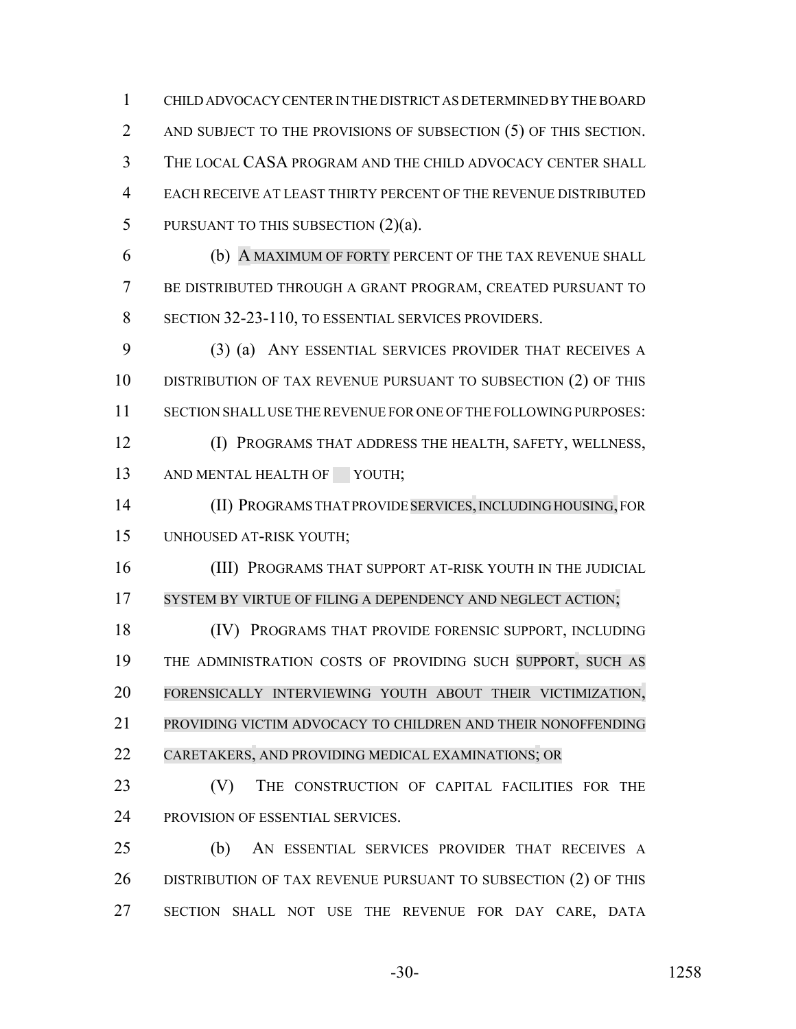CHILD ADVOCACY CENTER IN THE DISTRICT AS DETERMINED BY THE BOARD AND SUBJECT TO THE PROVISIONS OF SUBSECTION (5) OF THIS SECTION. THE LOCAL CASA PROGRAM AND THE CHILD ADVOCACY CENTER SHALL EACH RECEIVE AT LEAST THIRTY PERCENT OF THE REVENUE DISTRIBUTED PURSUANT TO THIS SUBSECTION (2)(a).

(b) A MAXIMUM OF FORTY PERCENT OF THE TAX REVENUE SHALL BE DISTRIBUTED THROUGH A GRANT PROGRAM, CREATED PURSUANT TO SECTION 32-23-110, TO ESSENTIAL SERVICES PROVIDERS.

(3) (a) ANY ESSENTIAL SERVICES PROVIDER THAT RECEIVES A DISTRIBUTION OF TAX REVENUE PURSUANT TO SUBSECTION (2) OF THIS SECTION SHALL USE THE REVENUE FOR ONE OF THE FOLLOWING PURPOSES:

(I) PROGRAMS THAT ADDRESS THE HEALTH, SAFETY, WELLNESS, AND MENTAL HEALTH OF YOUTH;

(II) PROGRAMS THAT PROVIDE SERVICES, INCLUDING HOUSING, FOR UNHOUSED AT-RISK YOUTH;

(III) PROGRAMS THAT SUPPORT AT-RISK YOUTH IN THE JUDICIAL SYSTEM BY VIRTUE OF FILING A DEPENDENCY AND NEGLECT ACTION;

(IV) PROGRAMS THAT PROVIDE FORENSIC SUPPORT, INCLUDING THE ADMINISTRATION COSTS OF PROVIDING SUCH SUPPORT, SUCH AS FORENSICALLY INTERVIEWING YOUTH ABOUT THEIR VICTIMIZATION, PROVIDING VICTIM ADVOCACY TO CHILDREN AND THEIR NONOFFENDING CARETAKERS, AND PROVIDING MEDICAL EXAMINATIONS; OR

(V) THE CONSTRUCTION OF CAPITAL FACILITIES FOR THE PROVISION OF ESSENTIAL SERVICES.

(b) AN ESSENTIAL SERVICES PROVIDER THAT RECEIVES A DISTRIBUTION OF TAX REVENUE PURSUANT TO SUBSECTION (2) OF THIS SECTION SHALL NOT USE THE REVENUE FOR DAY CARE, DATA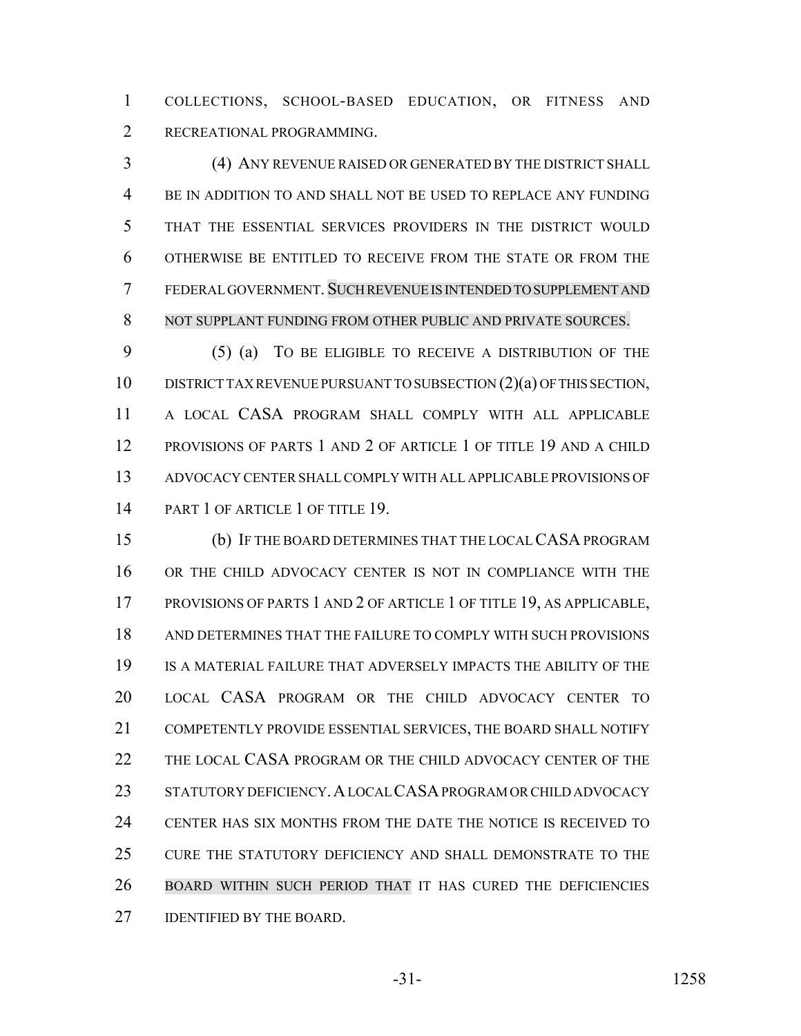COLLECTIONS, SCHOOL-BASED EDUCATION, OR FITNESS AND RECREATIONAL PROGRAMMING.

(4) ANY REVENUE RAISED OR GENERATED BY THE DISTRICT SHALL BE IN ADDITION TO AND SHALL NOT BE USED TO REPLACE ANY FUNDING THAT THE ESSENTIAL SERVICES PROVIDERS IN THE DISTRICT WOULD OTHERWISE BE ENTITLED TO RECEIVE FROM THE STATE OR FROM THE FEDERAL GOVERNMENT. SUCH REVENUE IS INTENDED TO SUPPLEMENT AND NOT SUPPLANT FUNDING FROM OTHER PUBLIC AND PRIVATE SOURCES.

(5) (a) TO BE ELIGIBLE TO RECEIVE A DISTRIBUTION OF THE DISTRICT TAX REVENUE PURSUANT TO SUBSECTION (2)(a) OF THIS SECTION, A LOCAL CASA PROGRAM SHALL COMPLY WITH ALL APPLICABLE PROVISIONS OF PARTS 1 AND 2 OF ARTICLE 1 OF TITLE 19 AND A CHILD ADVOCACY CENTER SHALL COMPLY WITH ALL APPLICABLE PROVISIONS OF PART 1 OF ARTICLE 1 OF TITLE 19.

(b) IF THE BOARD DETERMINES THAT THE LOCAL CASA PROGRAM OR THE CHILD ADVOCACY CENTER IS NOT IN COMPLIANCE WITH THE PROVISIONS OF PARTS 1 AND 2 OF ARTICLE 1 OF TITLE 19, AS APPLICABLE, AND DETERMINES THAT THE FAILURE TO COMPLY WITH SUCH PROVISIONS IS A MATERIAL FAILURE THAT ADVERSELY IMPACTS THE ABILITY OF THE LOCAL CASA PROGRAM OR THE CHILD ADVOCACY CENTER TO COMPETENTLY PROVIDE ESSENTIAL SERVICES, THE BOARD SHALL NOTIFY THE LOCAL CASA PROGRAM OR THE CHILD ADVOCACY CENTER OF THE STATUTORY DEFICIENCY. A LOCAL CASA PROGRAM OR CHILD ADVOCACY CENTER HAS SIX MONTHS FROM THE DATE THE NOTICE IS RECEIVED TO CURE THE STATUTORY DEFICIENCY AND SHALL DEMONSTRATE TO THE BOARD WITHIN SUCH PERIOD THAT IT HAS CURED THE DEFICIENCIES IDENTIFIED BY THE BOARD.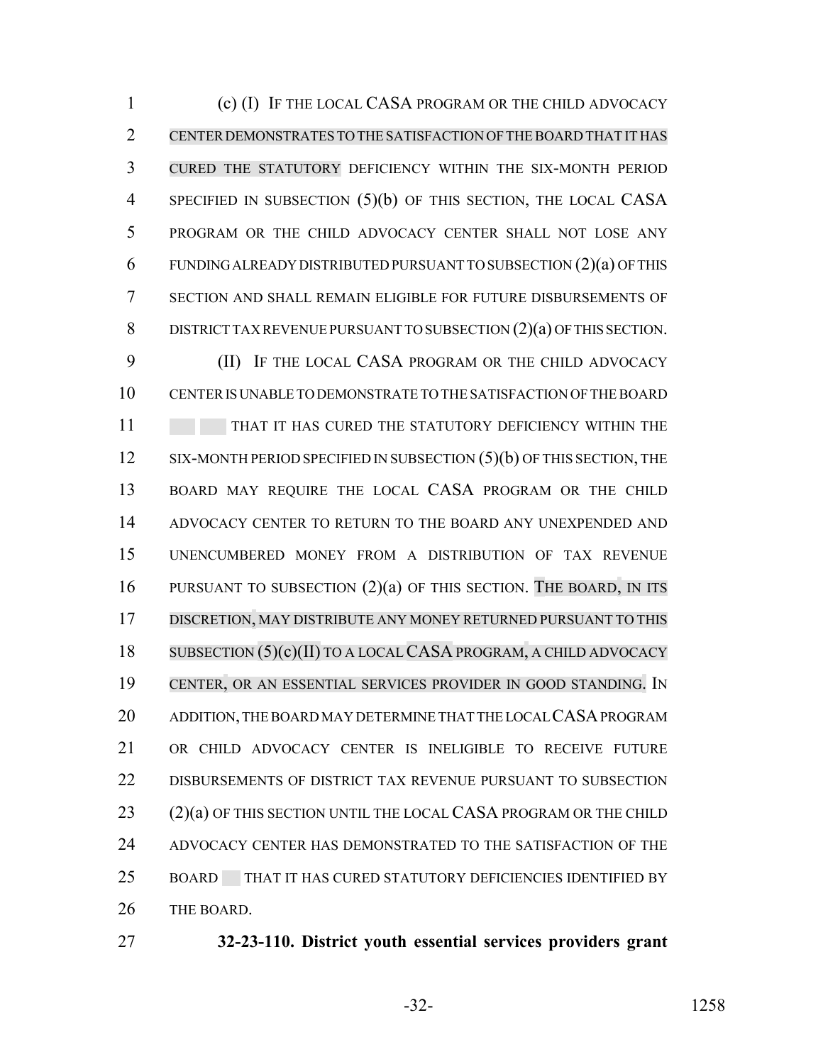(c) (I) IF THE LOCAL CASA PROGRAM OR THE CHILD ADVOCACY CENTER DEMONSTRATES TO THE SATISFACTION OF THE BOARD THAT IT HAS CURED THE STATUTORY DEFICIENCY WITHIN THE SIX-MONTH PERIOD SPECIFIED IN SUBSECTION (5)(b) OF THIS SECTION, THE LOCAL CASA PROGRAM OR THE CHILD ADVOCACY CENTER SHALL NOT LOSE ANY FUNDING ALREADY DISTRIBUTED PURSUANT TO SUBSECTION (2)(a) OF THIS SECTION AND SHALL REMAIN ELIGIBLE FOR FUTURE DISBURSEMENTS OF DISTRICT TAX REVENUE PURSUANT TO SUBSECTION (2)(a) OF THIS SECTION.

(II) IF THE LOCAL CASA PROGRAM OR THE CHILD ADVOCACY CENTER IS UNABLE TO DEMONSTRATE TO THE SATISFACTION OF THE BOARD THAT IT HAS CURED THE STATUTORY DEFICIENCY WITHIN THE SIX-MONTH PERIOD SPECIFIED IN SUBSECTION (5)(b) OF THIS SECTION, THE BOARD MAY REQUIRE THE LOCAL CASA PROGRAM OR THE CHILD ADVOCACY CENTER TO RETURN TO THE BOARD ANY UNEXPENDED AND UNENCUMBERED MONEY FROM A DISTRIBUTION OF TAX REVENUE PURSUANT TO SUBSECTION (2)(a) OF THIS SECTION. THE BOARD, IN ITS DISCRETION, MAY DISTRIBUTE ANY MONEY RETURNED PURSUANT TO THIS SUBSECTION (5)(c)(II) TO A LOCAL CASA PROGRAM, A CHILD ADVOCACY CENTER, OR AN ESSENTIAL SERVICES PROVIDER IN GOOD STANDING. IN ADDITION, THE BOARD MAY DETERMINE THAT THE LOCAL CASA PROGRAM OR CHILD ADVOCACY CENTER IS INELIGIBLE TO RECEIVE FUTURE DISBURSEMENTS OF DISTRICT TAX REVENUE PURSUANT TO SUBSECTION (2)(a) OF THIS SECTION UNTIL THE LOCAL CASA PROGRAM OR THE CHILD ADVOCACY CENTER HAS DEMONSTRATED TO THE SATISFACTION OF THE BOARD THAT IT HAS CURED STATUTORY DEFICIENCIES IDENTIFIED BY THE BOARD.

**32-23-110. District youth essential services providers grant**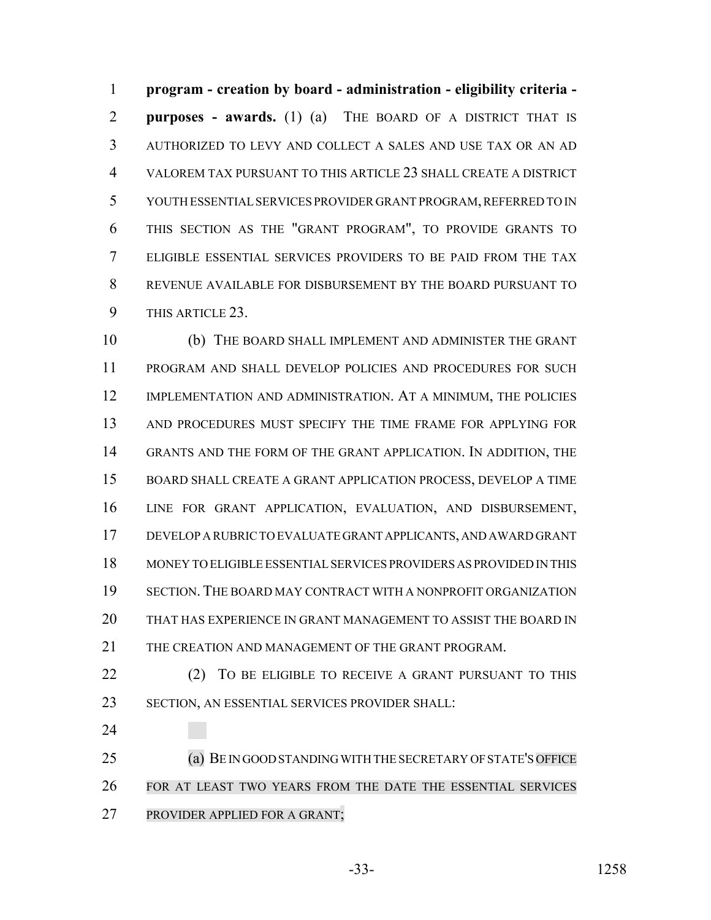**program - creation by board - administration - eligibility criteria - purposes - awards.** (1) (a) THE BOARD OF A DISTRICT THAT IS AUTHORIZED TO LEVY AND COLLECT A SALES AND USE TAX OR AN AD VALOREM TAX PURSUANT TO THIS ARTICLE 23 SHALL CREATE A DISTRICT YOUTH ESSENTIAL SERVICES PROVIDER GRANT PROGRAM, REFERRED TO IN THIS SECTION AS THE "GRANT PROGRAM", TO PROVIDE GRANTS TO ELIGIBLE ESSENTIAL SERVICES PROVIDERS TO BE PAID FROM THE TAX REVENUE AVAILABLE FOR DISBURSEMENT BY THE BOARD PURSUANT TO THIS ARTICLE 23.

(b) THE BOARD SHALL IMPLEMENT AND ADMINISTER THE GRANT PROGRAM AND SHALL DEVELOP POLICIES AND PROCEDURES FOR SUCH IMPLEMENTATION AND ADMINISTRATION. AT A MINIMUM, THE POLICIES AND PROCEDURES MUST SPECIFY THE TIME FRAME FOR APPLYING FOR GRANTS AND THE FORM OF THE GRANT APPLICATION. IN ADDITION, THE BOARD SHALL CREATE A GRANT APPLICATION PROCESS, DEVELOP A TIME LINE FOR GRANT APPLICATION, EVALUATION, AND DISBURSEMENT, DEVELOP A RUBRIC TO EVALUATE GRANT APPLICANTS, AND AWARD GRANT MONEY TO ELIGIBLE ESSENTIAL SERVICES PROVIDERS AS PROVIDED IN THIS SECTION. THE BOARD MAY CONTRACT WITH A NONPROFIT ORGANIZATION THAT HAS EXPERIENCE IN GRANT MANAGEMENT TO ASSIST THE BOARD IN THE CREATION AND MANAGEMENT OF THE GRANT PROGRAM.

(2) TO BE ELIGIBLE TO RECEIVE A GRANT PURSUANT TO THIS SECTION, AN ESSENTIAL SERVICES PROVIDER SHALL:

(a) BE IN GOOD STANDING WITH THE SECRETARY OF STATE'S OFFICE FOR AT LEAST TWO YEARS FROM THE DATE THE ESSENTIAL SERVICES PROVIDER APPLIED FOR A GRANT;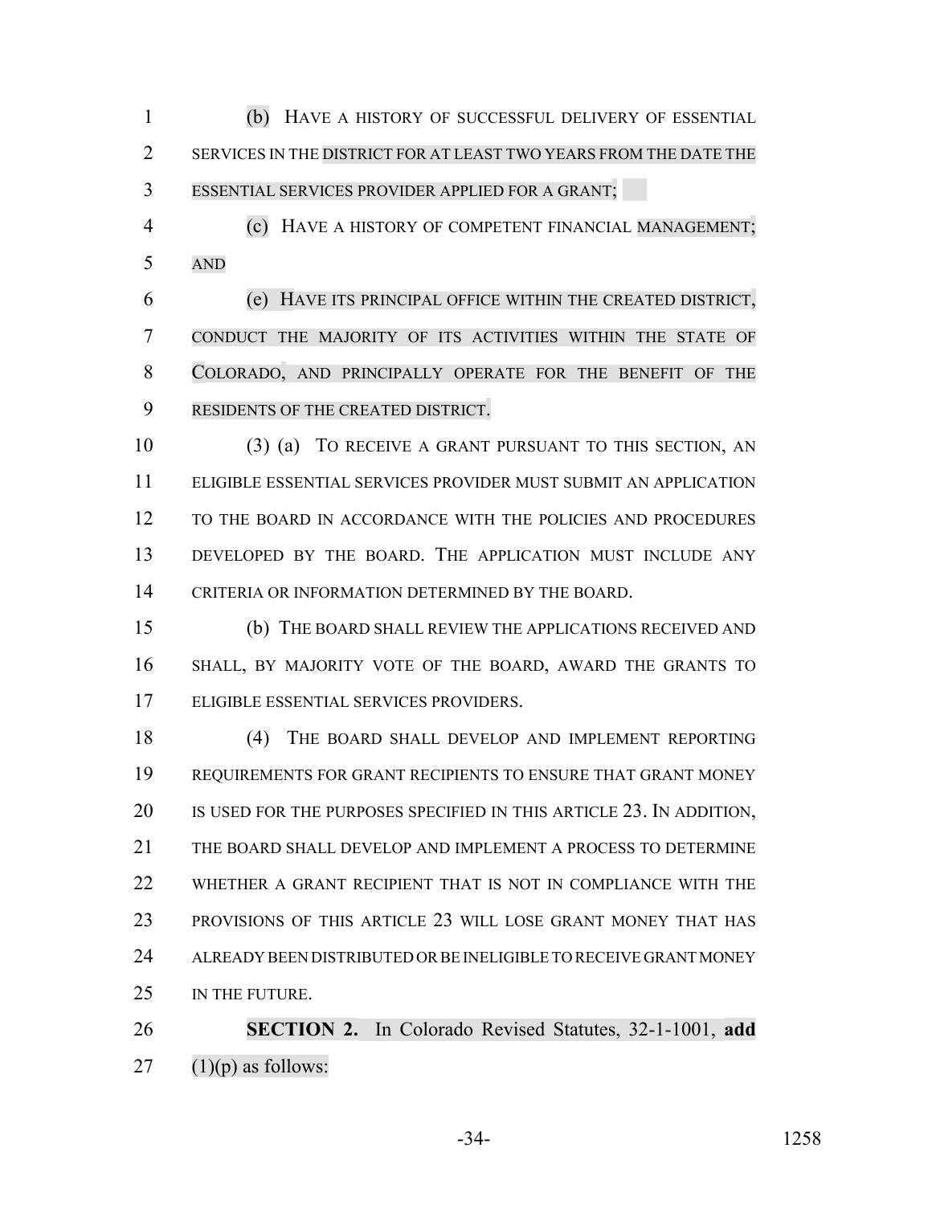(b) HAVE A HISTORY OF SUCCESSFUL DELIVERY OF ESSENTIAL SERVICES IN THE DISTRICT FOR AT LEAST TWO YEARS FROM THE DATE THE ESSENTIAL SERVICES PROVIDER APPLIED FOR A GRANT;

(c) HAVE A HISTORY OF COMPETENT FINANCIAL MANAGEMENT; AND

(e) HAVE ITS PRINCIPAL OFFICE WITHIN THE CREATED DISTRICT, CONDUCT THE MAJORITY OF ITS ACTIVITIES WITHIN THE STATE OF COLORADO, AND PRINCIPALLY OPERATE FOR THE BENEFIT OF THE RESIDENTS OF THE CREATED DISTRICT.

(3) (a) TO RECEIVE A GRANT PURSUANT TO THIS SECTION, AN ELIGIBLE ESSENTIAL SERVICES PROVIDER MUST SUBMIT AN APPLICATION TO THE BOARD IN ACCORDANCE WITH THE POLICIES AND PROCEDURES DEVELOPED BY THE BOARD. THE APPLICATION MUST INCLUDE ANY CRITERIA OR INFORMATION DETERMINED BY THE BOARD.

(b) THE BOARD SHALL REVIEW THE APPLICATIONS RECEIVED AND SHALL, BY MAJORITY VOTE OF THE BOARD, AWARD THE GRANTS TO ELIGIBLE ESSENTIAL SERVICES PROVIDERS.

(4) THE BOARD SHALL DEVELOP AND IMPLEMENT REPORTING REQUIREMENTS FOR GRANT RECIPIENTS TO ENSURE THAT GRANT MONEY IS USED FOR THE PURPOSES SPECIFIED IN THIS ARTICLE 23. IN ADDITION, THE BOARD SHALL DEVELOP AND IMPLEMENT A PROCESS TO DETERMINE WHETHER A GRANT RECIPIENT THAT IS NOT IN COMPLIANCE WITH THE PROVISIONS OF THIS ARTICLE 23 WILL LOSE GRANT MONEY THAT HAS ALREADY BEEN DISTRIBUTED OR BE INELIGIBLE TO RECEIVE GRANT MONEY IN THE FUTURE.

**SECTION 2.** In Colorado Revised Statutes, 32-1-1001, **add** (1)(p) as follows: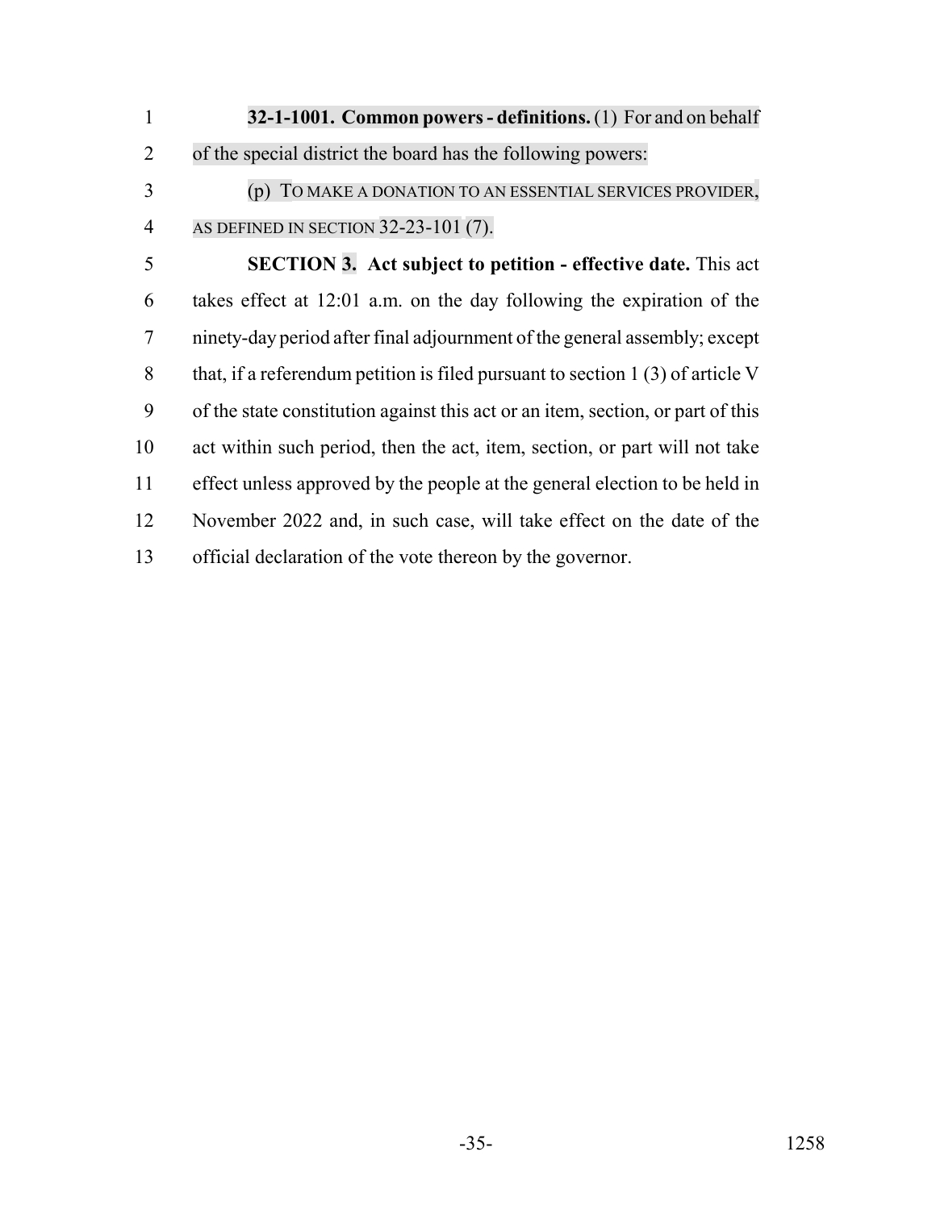**32-1-1001. Common powers - definitions.** (1) For and on behalf of the special district the board has the following powers:

(p) TO MAKE A DONATION TO AN ESSENTIAL SERVICES PROVIDER, AS DEFINED IN SECTION 32-23-101 (7).

**SECTION 3. Act subject to petition - effective date.** This act takes effect at 12:01 a.m. on the day following the expiration of the ninety-day period after final adjournment of the general assembly; except that, if a referendum petition is filed pursuant to section 1 (3) of article V of the state constitution against this act or an item, section, or part of this act within such period, then the act, item, section, or part will not take effect unless approved by the people at the general election to be held in November 2022 and, in such case, will take effect on the date of the official declaration of the vote thereon by the governor.